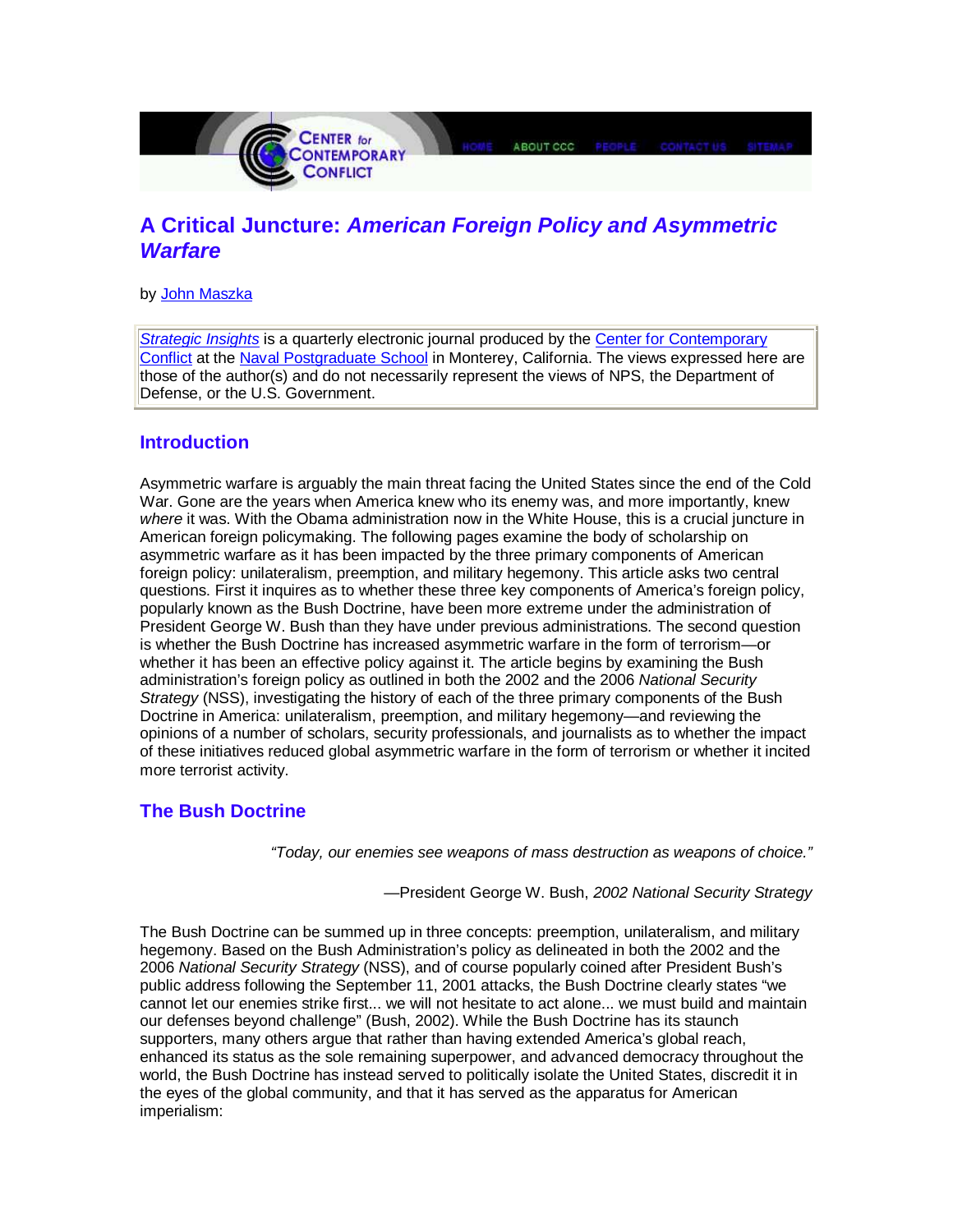# A Critical Juncture: *American Foreign Policy and Asymmetric Warfare*

by John Maszka

*Strategic Insights* is a quarterly electronic journal produced by the Center for Contemporary Conflict at the Naval Postgraduate School in Monterey, California. The views expressed here are those of the author(s) and do not necessarily represent the views of NPS, the Department of Defense, or the U.S. Government.

## Introduction

Asymmetric warfare is arguably the main threat facing the United States since the end of the Cold War. Gone are the years when America knew who its enemy was, and more importantly, knew *where* it was. With the Obama administration now in the White House, this is a crucial juncture in American foreign policymaking. The following pages examine the body of scholarship on asymmetric warfare as it has been impacted by the three primary components of American foreign policy: unilateralism, preemption, and military hegemony. This article asks two central questions. First it inquires as to whether these three key components of America's foreign policy, popularly known as the Bush Doctrine, have been more extreme under the administration of President George W. Bush than they have under previous administrations. The second question is whether the Bush Doctrine has increased asymmetric warfare in the form of terrorism—or whether it has been an effective policy against it. The article begins by examining the Bush administration's foreign policy as outlined in both the 2002 and the 2006 *National Security Strategy* (NSS), investigating the history of each of the three primary components of the Bush Doctrine in America: unilateralism, preemption, and military hegemony—and reviewing the opinions of a number of scholars, security professionals, and journalists as to whether the impact of these initiatives reduced global asymmetric warfare in the form of terrorism or whether it incited more terrorist activity.

## The Bush Doctrine

*"Today, our enemies see weapons of mass destruction as weapons of choice."*

—President George W. Bush, *2002 National Security Strategy*

The Bush Doctrine can be summed up in three concepts: preemption, unilateralism, and military hegemony. Based on the Bush Administration's policy as delineated in both the 2002 and the 2006 *National Security Strategy* (NSS), and of course popularly coined after President Bush's public address following the September 11, 2001 attacks, the Bush Doctrine clearly states "we cannot let our enemies strike first... we will not hesitate to act alone... we must build and maintain our defenses beyond challenge" (Bush, 2002). While the Bush Doctrine has its staunch supporters, many others argue that rather than having extended America's global reach, enhanced its status as the sole remaining superpower, and advanced democracy throughout the world, the Bush Doctrine has instead served to politically isolate the United States, discredit it in the eyes of the global community, and that it has served as the apparatus for American imperialism: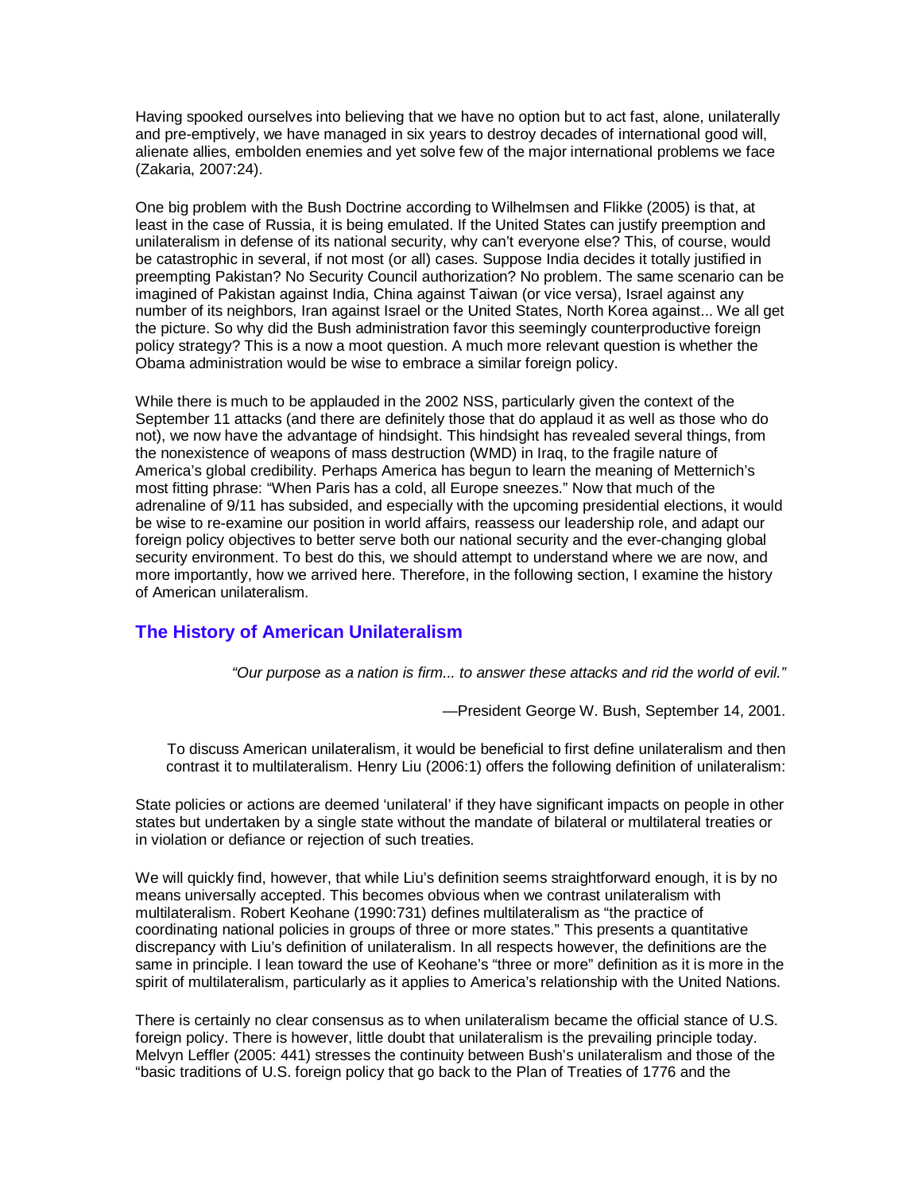Having spooked ourselves into believing that we have no option but to act fast, alone, unilaterally and pre-emptively, we have managed in six years to destroy decades of international good will, alienate allies, embolden enemies and yet solve few of the major international problems we face (Zakaria, 2007:24).

One big problem with the Bush Doctrine according to Wilhelmsen and Flikke (2005) is that, at least in the case of Russia, it is being emulated. If the United States can justify preemption and unilateralism in defense of its national security, why can't everyone else? This, of course, would be catastrophic in several, if not most (or all) cases. Suppose India decides it totally justified in preempting Pakistan? No Security Council authorization? No problem. The same scenario can be imagined of Pakistan against India, China against Taiwan (or vice versa), Israel against any number of its neighbors, Iran against Israel or the United States, North Korea against... We all get the picture. So why did the Bush administration favor this seemingly counterproductive foreign policy strategy? This is a now a moot question. A much more relevant question is whether the Obama administration would be wise to embrace a similar foreign policy.

While there is much to be applauded in the 2002 NSS, particularly given the context of the September 11 attacks (and there are definitely those that do applaud it as well as those who do not), we now have the advantage of hindsight. This hindsight has revealed several things, from the nonexistence of weapons of mass destruction (WMD) in Iraq, to the fragile nature of America's global credibility. Perhaps America has begun to learn the meaning of Metternich's most fitting phrase: "When Paris has a cold, all Europe sneezes." Now that much of the adrenaline of 9/11 has subsided, and especially with the upcoming presidential elections, it would be wise to re-examine our position in world affairs, reassess our leadership role, and adapt our foreign policy objectives to better serve both our national security and the ever-changing global security environment. To best do this, we should attempt to understand where we are now, and more importantly, how we arrived here. Therefore, in the following section, I examine the history of American unilateralism.

## The History of American Unilateralism

> *"Our purpose as a nation is firm... to answer these attacks and rid the world of evil."*
>
> —President George W. Bush, September 14, 2001.

To discuss American unilateralism, it would be beneficial to first define unilateralism and then contrast it to multilateralism. Henry Liu (2006:1) offers the following definition of unilateralism:

State policies or actions are deemed 'unilateral' if they have significant impacts on people in other states but undertaken by a single state without the mandate of bilateral or multilateral treaties or in violation or defiance or rejection of such treaties.

We will quickly find, however, that while Liu's definition seems straightforward enough, it is by no means universally accepted. This becomes obvious when we contrast unilateralism with multilateralism. Robert Keohane (1990:731) defines multilateralism as "the practice of coordinating national policies in groups of three or more states." This presents a quantitative discrepancy with Liu's definition of unilateralism. In all respects however, the definitions are the same in principle. I lean toward the use of Keohane's "three or more" definition as it is more in the spirit of multilateralism, particularly as it applies to America's relationship with the United Nations.

There is certainly no clear consensus as to when unilateralism became the official stance of U.S. foreign policy. There is however, little doubt that unilateralism is the prevailing principle today. Melvyn Leffler (2005: 441) stresses the continuity between Bush's unilateralism and those of the "basic traditions of U.S. foreign policy that go back to the Plan of Treaties of 1776 and the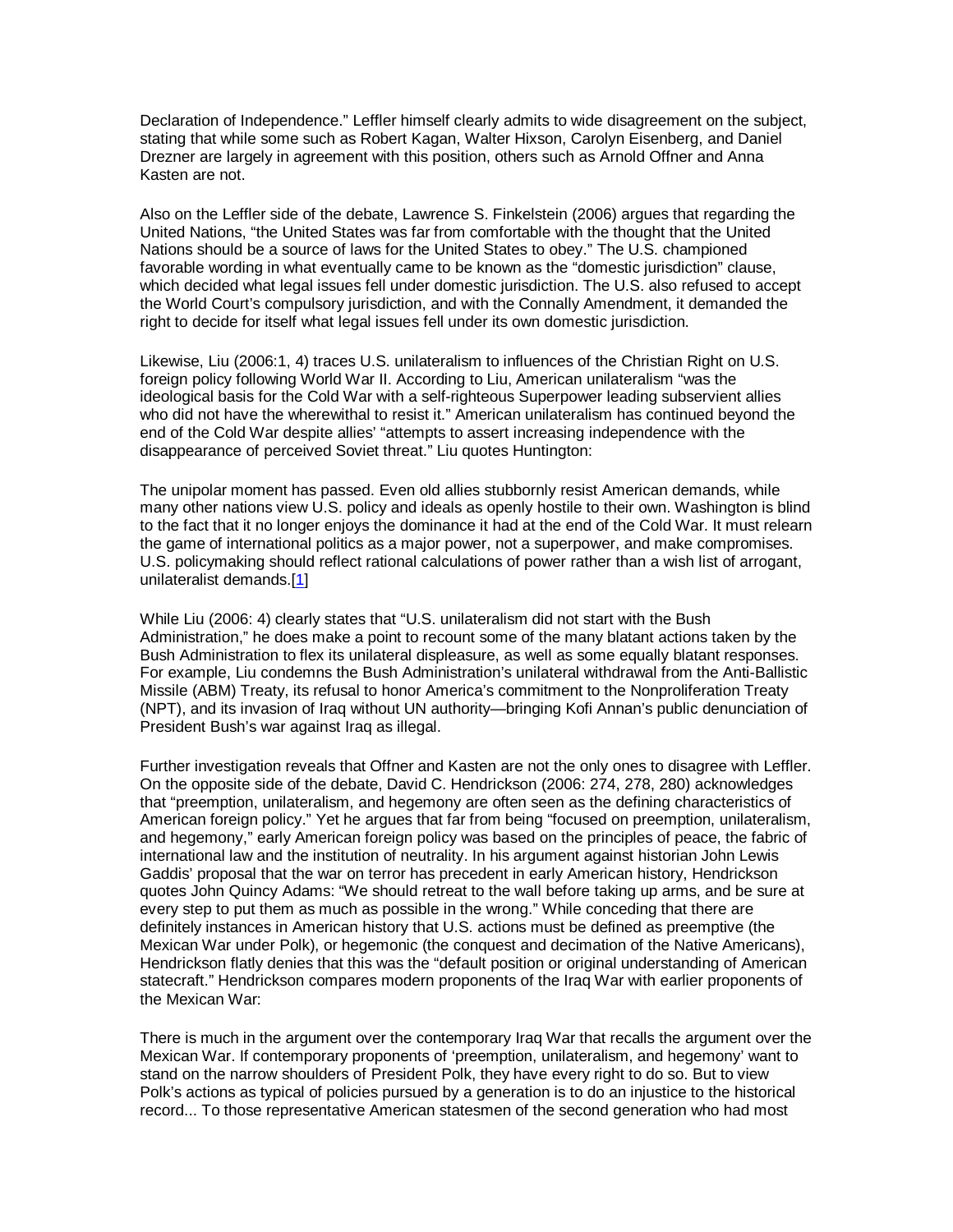Declaration of Independence." Leffler himself clearly admits to wide disagreement on the subject, stating that while some such as Robert Kagan, Walter Hixson, Carolyn Eisenberg, and Daniel Drezner are largely in agreement with this position, others such as Arnold Offner and Anna Kasten are not.

Also on the Leffler side of the debate, Lawrence S. Finkelstein (2006) argues that regarding the United Nations, "the United States was far from comfortable with the thought that the United Nations should be a source of laws for the United States to obey." The U.S. championed favorable wording in what eventually came to be known as the "domestic jurisdiction" clause, which decided what legal issues fell under domestic jurisdiction. The U.S. also refused to accept the World Court's compulsory jurisdiction, and with the Connally Amendment, it demanded the right to decide for itself what legal issues fell under its own domestic jurisdiction.

Likewise, Liu (2006:1, 4) traces U.S. unilateralism to influences of the Christian Right on U.S. foreign policy following World War II. According to Liu, American unilateralism "was the ideological basis for the Cold War with a self-righteous Superpower leading subservient allies who did not have the wherewithal to resist it." American unilateralism has continued beyond the end of the Cold War despite allies' "attempts to assert increasing independence with the disappearance of perceived Soviet threat." Liu quotes Huntington:

The unipolar moment has passed. Even old allies stubbornly resist American demands, while many other nations view U.S. policy and ideals as openly hostile to their own. Washington is blind to the fact that it no longer enjoys the dominance it had at the end of the Cold War. It must relearn the game of international politics as a major power, not a superpower, and make compromises. U.S. policymaking should reflect rational calculations of power rather than a wish list of arrogant, unilateralist demands.[1]

While Liu (2006: 4) clearly states that "U.S. unilateralism did not start with the Bush Administration," he does make a point to recount some of the many blatant actions taken by the Bush Administration to flex its unilateral displeasure, as well as some equally blatant responses. For example, Liu condemns the Bush Administration's unilateral withdrawal from the Anti-Ballistic Missile (ABM) Treaty, its refusal to honor America's commitment to the Nonproliferation Treaty (NPT), and its invasion of Iraq without UN authority—bringing Kofi Annan's public denunciation of President Bush's war against Iraq as illegal.

Further investigation reveals that Offner and Kasten are not the only ones to disagree with Leffler. On the opposite side of the debate, David C. Hendrickson (2006: 274, 278, 280) acknowledges that "preemption, unilateralism, and hegemony are often seen as the defining characteristics of American foreign policy." Yet he argues that far from being "focused on preemption, unilateralism, and hegemony," early American foreign policy was based on the principles of peace, the fabric of international law and the institution of neutrality. In his argument against historian John Lewis Gaddis' proposal that the war on terror has precedent in early American history, Hendrickson quotes John Quincy Adams: "We should retreat to the wall before taking up arms, and be sure at every step to put them as much as possible in the wrong." While conceding that there are definitely instances in American history that U.S. actions must be defined as preemptive (the Mexican War under Polk), or hegemonic (the conquest and decimation of the Native Americans), Hendrickson flatly denies that this was the "default position or original understanding of American statecraft." Hendrickson compares modern proponents of the Iraq War with earlier proponents of the Mexican War:

There is much in the argument over the contemporary Iraq War that recalls the argument over the Mexican War. If contemporary proponents of 'preemption, unilateralism, and hegemony' want to stand on the narrow shoulders of President Polk, they have every right to do so. But to view Polk's actions as typical of policies pursued by a generation is to do an injustice to the historical record... To those representative American statesmen of the second generation who had most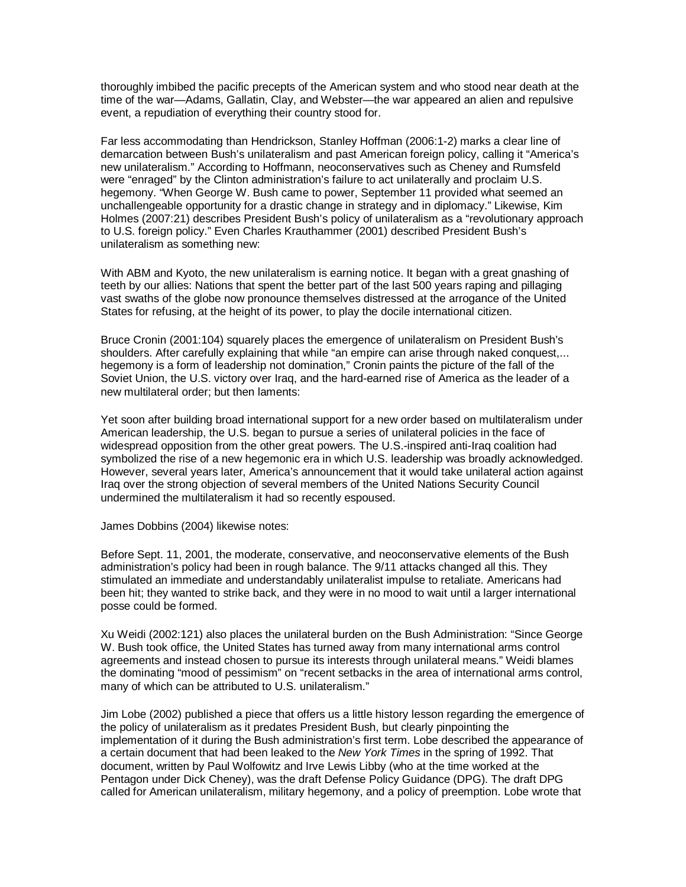thoroughly imbibed the pacific precepts of the American system and who stood near death at the time of the war—Adams, Gallatin, Clay, and Webster—the war appeared an alien and repulsive event, a repudiation of everything their country stood for.

Far less accommodating than Hendrickson, Stanley Hoffman (2006:1-2) marks a clear line of demarcation between Bush's unilateralism and past American foreign policy, calling it "America's new unilateralism." According to Hoffmann, neoconservatives such as Cheney and Rumsfeld were "enraged" by the Clinton administration's failure to act unilaterally and proclaim U.S. hegemony. "When George W. Bush came to power, September 11 provided what seemed an unchallengeable opportunity for a drastic change in strategy and in diplomacy." Likewise, Kim Holmes (2007:21) describes President Bush's policy of unilateralism as a "revolutionary approach to U.S. foreign policy." Even Charles Krauthammer (2001) described President Bush's unilateralism as something new:

With ABM and Kyoto, the new unilateralism is earning notice. It began with a great gnashing of teeth by our allies: Nations that spent the better part of the last 500 years raping and pillaging vast swaths of the globe now pronounce themselves distressed at the arrogance of the United States for refusing, at the height of its power, to play the docile international citizen.

Bruce Cronin (2001:104) squarely places the emergence of unilateralism on President Bush's shoulders. After carefully explaining that while "an empire can arise through naked conquest,... hegemony is a form of leadership not domination," Cronin paints the picture of the fall of the Soviet Union, the U.S. victory over Iraq, and the hard-earned rise of America as the leader of a new multilateral order; but then laments:

Yet soon after building broad international support for a new order based on multilateralism under American leadership, the U.S. began to pursue a series of unilateral policies in the face of widespread opposition from the other great powers. The U.S.-inspired anti-Iraq coalition had symbolized the rise of a new hegemonic era in which U.S. leadership was broadly acknowledged. However, several years later, America's announcement that it would take unilateral action against Iraq over the strong objection of several members of the United Nations Security Council undermined the multilateralism it had so recently espoused.

James Dobbins (2004) likewise notes:

Before Sept. 11, 2001, the moderate, conservative, and neoconservative elements of the Bush administration's policy had been in rough balance. The 9/11 attacks changed all this. They stimulated an immediate and understandably unilateralist impulse to retaliate. Americans had been hit; they wanted to strike back, and they were in no mood to wait until a larger international posse could be formed.

Xu Weidi (2002:121) also places the unilateral burden on the Bush Administration: "Since George W. Bush took office, the United States has turned away from many international arms control agreements and instead chosen to pursue its interests through unilateral means." Weidi blames the dominating "mood of pessimism" on "recent setbacks in the area of international arms control, many of which can be attributed to U.S. unilateralism."

Jim Lobe (2002) published a piece that offers us a little history lesson regarding the emergence of the policy of unilateralism as it predates President Bush, but clearly pinpointing the implementation of it during the Bush administration's first term. Lobe described the appearance of a certain document that had been leaked to the *New York Times* in the spring of 1992. That document, written by Paul Wolfowitz and Irve Lewis Libby (who at the time worked at the Pentagon under Dick Cheney), was the draft Defense Policy Guidance (DPG). The draft DPG called for American unilateralism, military hegemony, and a policy of preemption. Lobe wrote that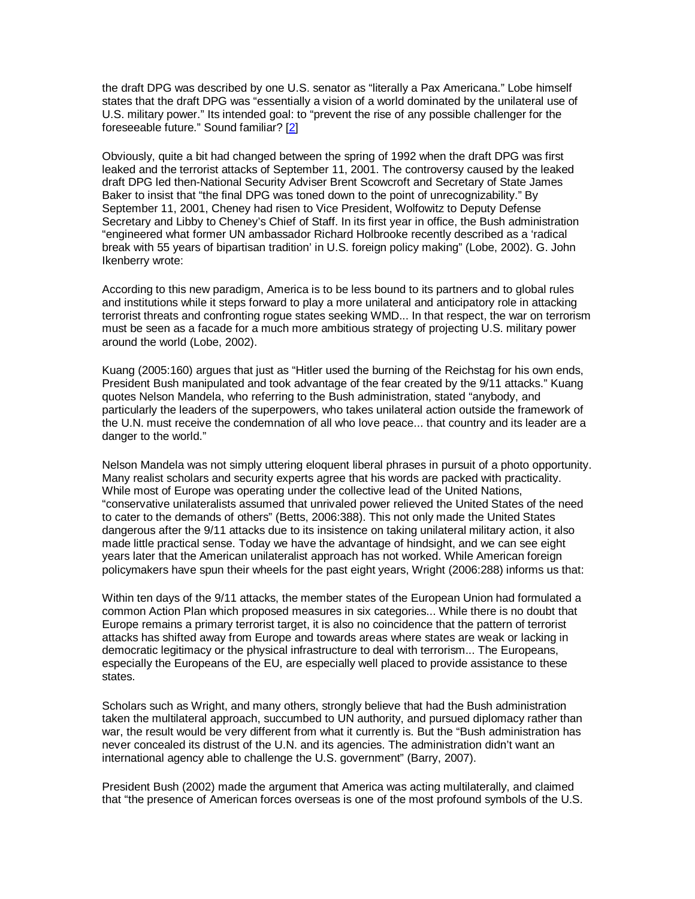the draft DPG was described by one U.S. senator as "literally a Pax Americana." Lobe himself states that the draft DPG was "essentially a vision of a world dominated by the unilateral use of U.S. military power." Its intended goal: to "prevent the rise of any possible challenger for the foreseeable future." Sound familiar? [2]

Obviously, quite a bit had changed between the spring of 1992 when the draft DPG was first leaked and the terrorist attacks of September 11, 2001. The controversy caused by the leaked draft DPG led then-National Security Adviser Brent Scowcroft and Secretary of State James Baker to insist that "the final DPG was toned down to the point of unrecognizability." By September 11, 2001, Cheney had risen to Vice President, Wolfowitz to Deputy Defense Secretary and Libby to Cheney's Chief of Staff. In its first year in office, the Bush administration "engineered what former UN ambassador Richard Holbrooke recently described as a 'radical break with 55 years of bipartisan tradition' in U.S. foreign policy making" (Lobe, 2002). G. John Ikenberry wrote:

According to this new paradigm, America is to be less bound to its partners and to global rules and institutions while it steps forward to play a more unilateral and anticipatory role in attacking terrorist threats and confronting rogue states seeking WMD... In that respect, the war on terrorism must be seen as a facade for a much more ambitious strategy of projecting U.S. military power around the world (Lobe, 2002).

Kuang (2005:160) argues that just as "Hitler used the burning of the Reichstag for his own ends, President Bush manipulated and took advantage of the fear created by the 9/11 attacks." Kuang quotes Nelson Mandela, who referring to the Bush administration, stated "anybody, and particularly the leaders of the superpowers, who takes unilateral action outside the framework of the U.N. must receive the condemnation of all who love peace... that country and its leader are a danger to the world."

Nelson Mandela was not simply uttering eloquent liberal phrases in pursuit of a photo opportunity. Many realist scholars and security experts agree that his words are packed with practicality. While most of Europe was operating under the collective lead of the United Nations, "conservative unilateralists assumed that unrivaled power relieved the United States of the need to cater to the demands of others" (Betts, 2006:388). This not only made the United States dangerous after the 9/11 attacks due to its insistence on taking unilateral military action, it also made little practical sense. Today we have the advantage of hindsight, and we can see eight years later that the American unilateralist approach has not worked. While American foreign policymakers have spun their wheels for the past eight years, Wright (2006:288) informs us that:

Within ten days of the 9/11 attacks, the member states of the European Union had formulated a common Action Plan which proposed measures in six categories... While there is no doubt that Europe remains a primary terrorist target, it is also no coincidence that the pattern of terrorist attacks has shifted away from Europe and towards areas where states are weak or lacking in democratic legitimacy or the physical infrastructure to deal with terrorism... The Europeans, especially the Europeans of the EU, are especially well placed to provide assistance to these states.

Scholars such as Wright, and many others, strongly believe that had the Bush administration taken the multilateral approach, succumbed to UN authority, and pursued diplomacy rather than war, the result would be very different from what it currently is. But the "Bush administration has never concealed its distrust of the U.N. and its agencies. The administration didn't want an international agency able to challenge the U.S. government" (Barry, 2007).

President Bush (2002) made the argument that America was acting multilaterally, and claimed that "the presence of American forces overseas is one of the most profound symbols of the U.S.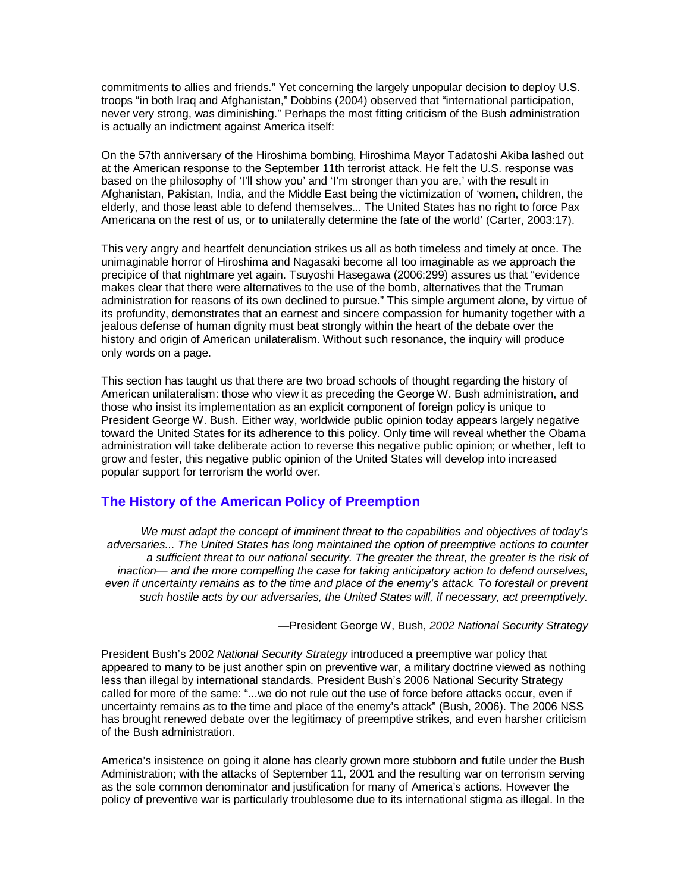commitments to allies and friends." Yet concerning the largely unpopular decision to deploy U.S. troops "in both Iraq and Afghanistan," Dobbins (2004) observed that "international participation, never very strong, was diminishing." Perhaps the most fitting criticism of the Bush administration is actually an indictment against America itself:

On the 57th anniversary of the Hiroshima bombing, Hiroshima Mayor Tadatoshi Akiba lashed out at the American response to the September 11th terrorist attack. He felt the U.S. response was based on the philosophy of 'I'll show you' and 'I'm stronger than you are,' with the result in Afghanistan, Pakistan, India, and the Middle East being the victimization of 'women, children, the elderly, and those least able to defend themselves... The United States has no right to force Pax Americana on the rest of us, or to unilaterally determine the fate of the world' (Carter, 2003:17).

This very angry and heartfelt denunciation strikes us all as both timeless and timely at once. The unimaginable horror of Hiroshima and Nagasaki become all too imaginable as we approach the precipice of that nightmare yet again. Tsuyoshi Hasegawa (2006:299) assures us that "evidence makes clear that there were alternatives to the use of the bomb, alternatives that the Truman administration for reasons of its own declined to pursue." This simple argument alone, by virtue of its profundity, demonstrates that an earnest and sincere compassion for humanity together with a jealous defense of human dignity must beat strongly within the heart of the debate over the history and origin of American unilateralism. Without such resonance, the inquiry will produce only words on a page.

This section has taught us that there are two broad schools of thought regarding the history of American unilateralism: those who view it as preceding the George W. Bush administration, and those who insist its implementation as an explicit component of foreign policy is unique to President George W. Bush. Either way, worldwide public opinion today appears largely negative toward the United States for its adherence to this policy. Only time will reveal whether the Obama administration will take deliberate action to reverse this negative public opinion; or whether, left to grow and fester, this negative public opinion of the United States will develop into increased popular support for terrorism the world over.

## The History of the American Policy of Preemption

*We must adapt the concept of imminent threat to the capabilities and objectives of today's adversaries... The United States has long maintained the option of preemptive actions to counter a sufficient threat to our national security. The greater the threat, the greater is the risk of inaction— and the more compelling the case for taking anticipatory action to defend ourselves, even if uncertainty remains as to the time and place of the enemy's attack. To forestall or prevent such hostile acts by our adversaries, the United States will, if necessary, act preemptively.*

—President George W, Bush, *2002 National Security Strategy*

President Bush's 2002 *National Security Strategy* introduced a preemptive war policy that appeared to many to be just another spin on preventive war, a military doctrine viewed as nothing less than illegal by international standards. President Bush's 2006 National Security Strategy called for more of the same: "...we do not rule out the use of force before attacks occur, even if uncertainty remains as to the time and place of the enemy's attack" (Bush, 2006). The 2006 NSS has brought renewed debate over the legitimacy of preemptive strikes, and even harsher criticism of the Bush administration.

America's insistence on going it alone has clearly grown more stubborn and futile under the Bush Administration; with the attacks of September 11, 2001 and the resulting war on terrorism serving as the sole common denominator and justification for many of America's actions. However the policy of preventive war is particularly troublesome due to its international stigma as illegal. In the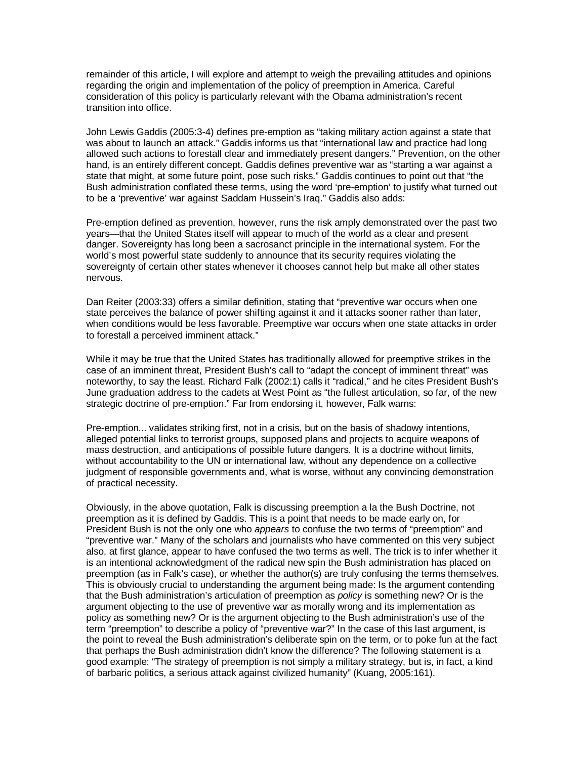remainder of this article, I will explore and attempt to weigh the prevailing attitudes and opinions regarding the origin and implementation of the policy of preemption in America. Careful consideration of this policy is particularly relevant with the Obama administration's recent transition into office.

John Lewis Gaddis (2005:3-4) defines pre-emption as "taking military action against a state that was about to launch an attack." Gaddis informs us that "international law and practice had long allowed such actions to forestall clear and immediately present dangers." Prevention, on the other hand, is an entirely different concept. Gaddis defines preventive war as "starting a war against a state that might, at some future point, pose such risks." Gaddis continues to point out that "the Bush administration conflated these terms, using the word 'pre-emption' to justify what turned out to be a 'preventive' war against Saddam Hussein's Iraq." Gaddis also adds:

> Pre-emption defined as prevention, however, runs the risk amply demonstrated over the past two years—that the United States itself will appear to much of the world as a clear and present danger. Sovereignty has long been a sacrosanct principle in the international system. For the world's most powerful state suddenly to announce that its security requires violating the sovereignty of certain other states whenever it chooses cannot help but make all other states nervous.

Dan Reiter (2003:33) offers a similar definition, stating that "preventive war occurs when one state perceives the balance of power shifting against it and it attacks sooner rather than later, when conditions would be less favorable. Preemptive war occurs when one state attacks in order to forestall a perceived imminent attack."

While it may be true that the United States has traditionally allowed for preemptive strikes in the case of an imminent threat, President Bush's call to "adapt the concept of imminent threat" was noteworthy, to say the least. Richard Falk (2002:1) calls it "radical," and he cites President Bush's June graduation address to the cadets at West Point as "the fullest articulation, so far, of the new strategic doctrine of pre-emption." Far from endorsing it, however, Falk warns:

> Pre-emption... validates striking first, not in a crisis, but on the basis of shadowy intentions, alleged potential links to terrorist groups, supposed plans and projects to acquire weapons of mass destruction, and anticipations of possible future dangers. It is a doctrine without limits, without accountability to the UN or international law, without any dependence on a collective judgment of responsible governments and, what is worse, without any convincing demonstration of practical necessity.

Obviously, in the above quotation, Falk is discussing preemption a la the Bush Doctrine, not preemption as it is defined by Gaddis. This is a point that needs to be made early on, for President Bush is not the only one who *appears* to confuse the two terms of "preemption" and "preventive war." Many of the scholars and journalists who have commented on this very subject also, at first glance, appear to have confused the two terms as well. The trick is to infer whether it is an intentional acknowledgment of the radical new spin the Bush administration has placed on preemption (as in Falk's case), or whether the author(s) are truly confusing the terms themselves. This is obviously crucial to understanding the argument being made: Is the argument contending that the Bush administration's articulation of preemption as *policy* is something new? Or is the argument objecting to the use of preventive war as morally wrong and its implementation as policy as something new? Or is the argument objecting to the Bush administration's use of the term "preemption" to describe a policy of "preventive war?" In the case of this last argument, is the point to reveal the Bush administration's deliberate spin on the term, or to poke fun at the fact that perhaps the Bush administration didn't know the difference? The following statement is a good example: "The strategy of preemption is not simply a military strategy, but is, in fact, a kind of barbaric politics, a serious attack against civilized humanity" (Kuang, 2005:161).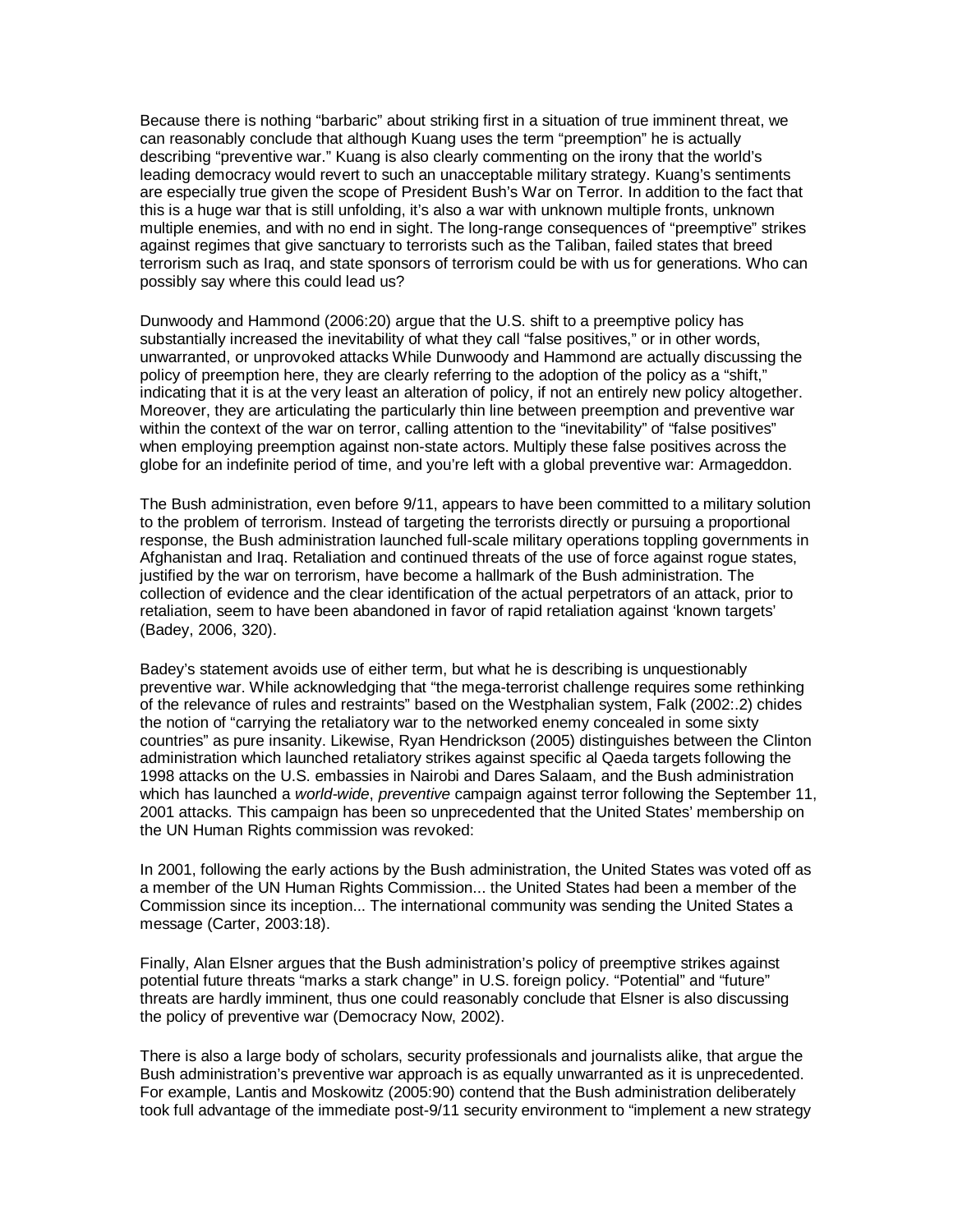Because there is nothing "barbaric" about striking first in a situation of true imminent threat, we can reasonably conclude that although Kuang uses the term "preemption" he is actually describing "preventive war." Kuang is also clearly commenting on the irony that the world's leading democracy would revert to such an unacceptable military strategy. Kuang's sentiments are especially true given the scope of President Bush's War on Terror. In addition to the fact that this is a huge war that is still unfolding, it's also a war with unknown multiple fronts, unknown multiple enemies, and with no end in sight. The long-range consequences of "preemptive" strikes against regimes that give sanctuary to terrorists such as the Taliban, failed states that breed terrorism such as Iraq, and state sponsors of terrorism could be with us for generations. Who can possibly say where this could lead us?

Dunwoody and Hammond (2006:20) argue that the U.S. shift to a preemptive policy has substantially increased the inevitability of what they call "false positives," or in other words, unwarranted, or unprovoked attacks While Dunwoody and Hammond are actually discussing the policy of preemption here, they are clearly referring to the adoption of the policy as a "shift," indicating that it is at the very least an alteration of policy, if not an entirely new policy altogether. Moreover, they are articulating the particularly thin line between preemption and preventive war within the context of the war on terror, calling attention to the "inevitability" of "false positives" when employing preemption against non-state actors. Multiply these false positives across the globe for an indefinite period of time, and you're left with a global preventive war: Armageddon.

The Bush administration, even before 9/11, appears to have been committed to a military solution to the problem of terrorism. Instead of targeting the terrorists directly or pursuing a proportional response, the Bush administration launched full-scale military operations toppling governments in Afghanistan and Iraq. Retaliation and continued threats of the use of force against rogue states, justified by the war on terrorism, have become a hallmark of the Bush administration. The collection of evidence and the clear identification of the actual perpetrators of an attack, prior to retaliation, seem to have been abandoned in favor of rapid retaliation against 'known targets' (Badey, 2006, 320).

Badey's statement avoids use of either term, but what he is describing is unquestionably preventive war. While acknowledging that "the mega-terrorist challenge requires some rethinking of the relevance of rules and restraints" based on the Westphalian system, Falk (2002:.2) chides the notion of "carrying the retaliatory war to the networked enemy concealed in some sixty countries" as pure insanity. Likewise, Ryan Hendrickson (2005) distinguishes between the Clinton administration which launched retaliatory strikes against specific al Qaeda targets following the 1998 attacks on the U.S. embassies in Nairobi and Dares Salaam, and the Bush administration which has launched a *world-wide*, *preventive* campaign against terror following the September 11, 2001 attacks. This campaign has been so unprecedented that the United States' membership on the UN Human Rights commission was revoked:

In 2001, following the early actions by the Bush administration, the United States was voted off as a member of the UN Human Rights Commission... the United States had been a member of the Commission since its inception... The international community was sending the United States a message (Carter, 2003:18).

Finally, Alan Elsner argues that the Bush administration's policy of preemptive strikes against potential future threats "marks a stark change" in U.S. foreign policy. "Potential" and "future" threats are hardly imminent, thus one could reasonably conclude that Elsner is also discussing the policy of preventive war (Democracy Now, 2002).

There is also a large body of scholars, security professionals and journalists alike, that argue the Bush administration's preventive war approach is as equally unwarranted as it is unprecedented. For example, Lantis and Moskowitz (2005:90) contend that the Bush administration deliberately took full advantage of the immediate post-9/11 security environment to "implement a new strategy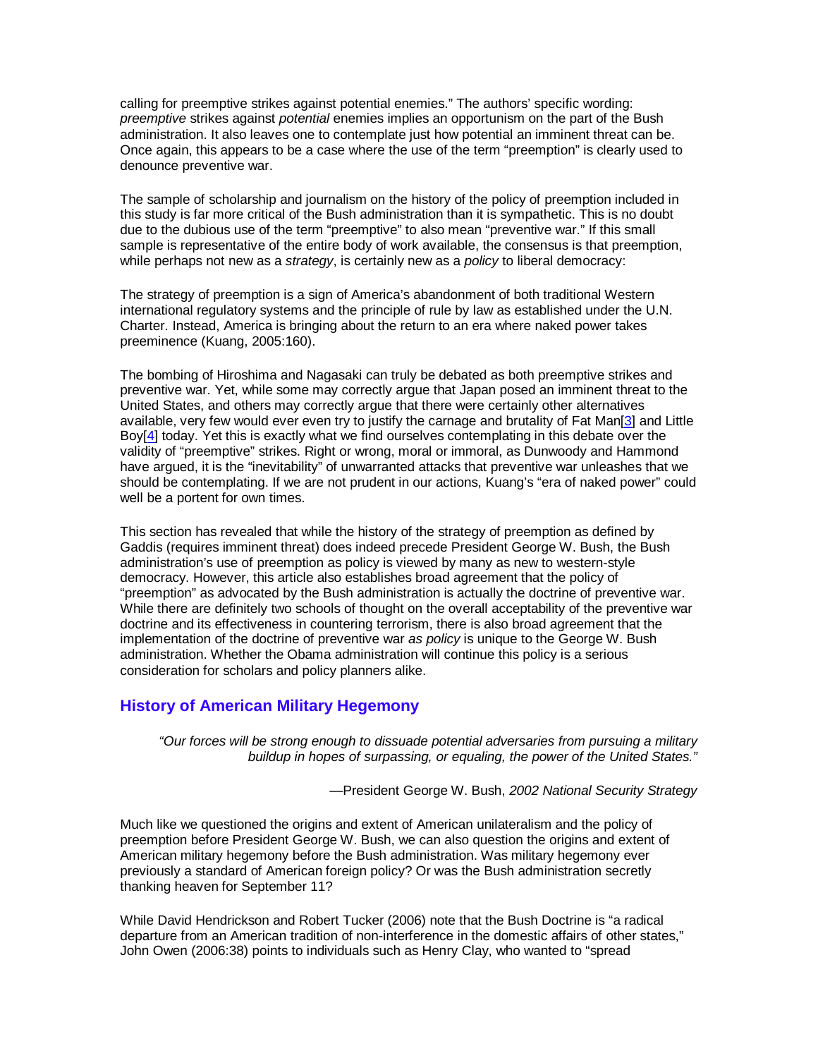calling for preemptive strikes against potential enemies." The authors' specific wording: *preemptive* strikes against *potential* enemies implies an opportunism on the part of the Bush administration. It also leaves one to contemplate just how potential an imminent threat can be. Once again, this appears to be a case where the use of the term "preemption" is clearly used to denounce preventive war.

The sample of scholarship and journalism on the history of the policy of preemption included in this study is far more critical of the Bush administration than it is sympathetic. This is no doubt due to the dubious use of the term "preemptive" to also mean "preventive war." If this small sample is representative of the entire body of work available, the consensus is that preemption, while perhaps not new as a *strategy*, is certainly new as a *policy* to liberal democracy:

The strategy of preemption is a sign of America's abandonment of both traditional Western international regulatory systems and the principle of rule by law as established under the U.N. Charter. Instead, America is bringing about the return to an era where naked power takes preeminence (Kuang, 2005:160).

The bombing of Hiroshima and Nagasaki can truly be debated as both preemptive strikes and preventive war. Yet, while some may correctly argue that Japan posed an imminent threat to the United States, and others may correctly argue that there were certainly other alternatives available, very few would ever even try to justify the carnage and brutality of Fat Man[3] and Little Boy[4] today. Yet this is exactly what we find ourselves contemplating in this debate over the validity of "preemptive" strikes. Right or wrong, moral or immoral, as Dunwoody and Hammond have argued, it is the "inevitability" of unwarranted attacks that preventive war unleashes that we should be contemplating. If we are not prudent in our actions, Kuang's "era of naked power" could well be a portent for own times.

This section has revealed that while the history of the strategy of preemption as defined by Gaddis (requires imminent threat) does indeed precede President George W. Bush, the Bush administration's use of preemption as policy is viewed by many as new to western-style democracy. However, this article also establishes broad agreement that the policy of "preemption" as advocated by the Bush administration is actually the doctrine of preventive war. While there are definitely two schools of thought on the overall acceptability of the preventive war doctrine and its effectiveness in countering terrorism, there is also broad agreement that the implementation of the doctrine of preventive war *as policy* is unique to the George W. Bush administration. Whether the Obama administration will continue this policy is a serious consideration for scholars and policy planners alike.

## History of American Military Hegemony

> *"Our forces will be strong enough to dissuade potential adversaries from pursuing a military buildup in hopes of surpassing, or equaling, the power of the United States."*
>
> —President George W. Bush, *2002 National Security Strategy*

Much like we questioned the origins and extent of American unilateralism and the policy of preemption before President George W. Bush, we can also question the origins and extent of American military hegemony before the Bush administration. Was military hegemony ever previously a standard of American foreign policy? Or was the Bush administration secretly thanking heaven for September 11?

While David Hendrickson and Robert Tucker (2006) note that the Bush Doctrine is "a radical departure from an American tradition of non-interference in the domestic affairs of other states," John Owen (2006:38) points to individuals such as Henry Clay, who wanted to "spread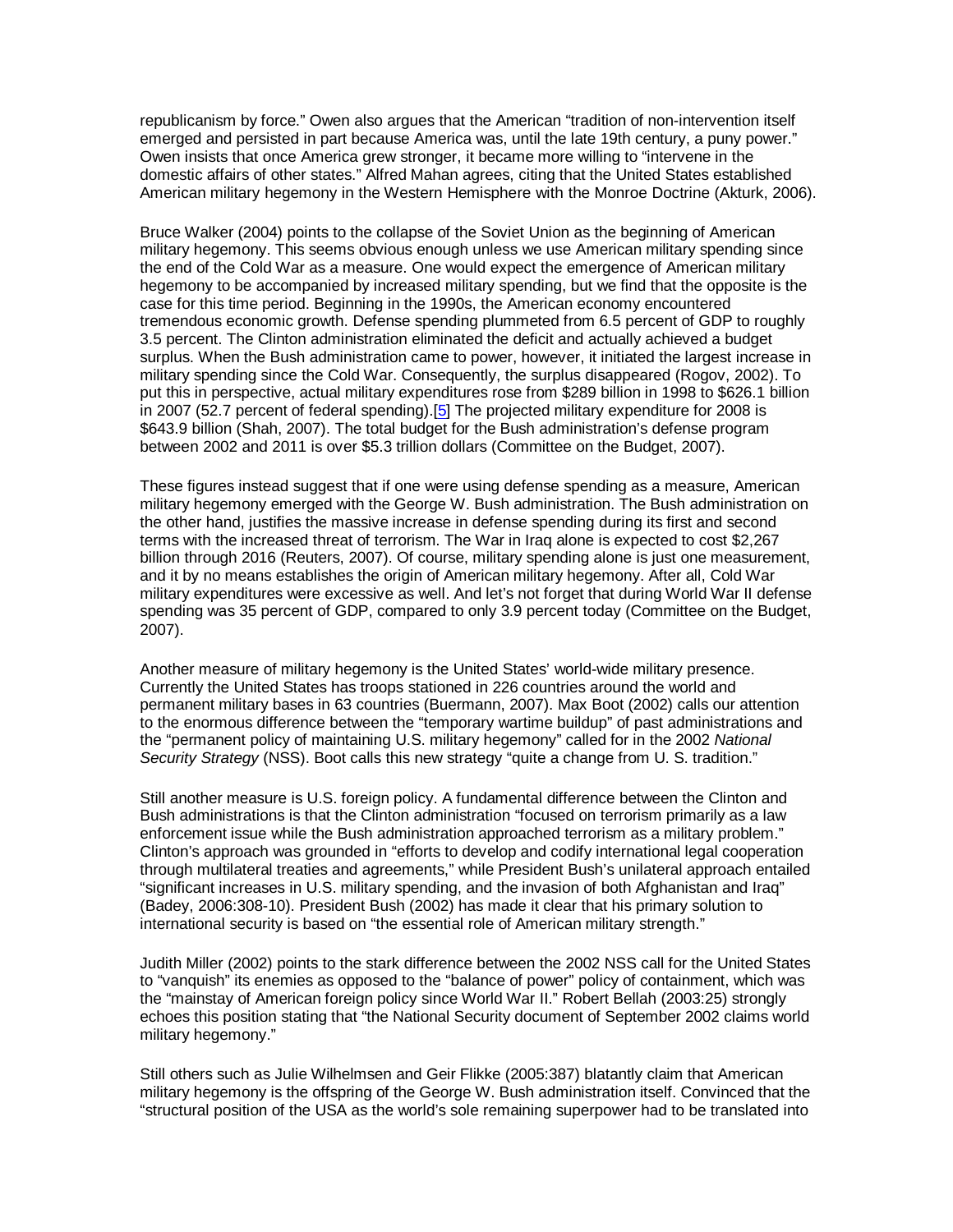republicanism by force." Owen also argues that the American "tradition of non-intervention itself emerged and persisted in part because America was, until the late 19th century, a puny power." Owen insists that once America grew stronger, it became more willing to "intervene in the domestic affairs of other states." Alfred Mahan agrees, citing that the United States established American military hegemony in the Western Hemisphere with the Monroe Doctrine (Akturk, 2006).

Bruce Walker (2004) points to the collapse of the Soviet Union as the beginning of American military hegemony. This seems obvious enough unless we use American military spending since the end of the Cold War as a measure. One would expect the emergence of American military hegemony to be accompanied by increased military spending, but we find that the opposite is the case for this time period. Beginning in the 1990s, the American economy encountered tremendous economic growth. Defense spending plummeted from 6.5 percent of GDP to roughly 3.5 percent. The Clinton administration eliminated the deficit and actually achieved a budget surplus. When the Bush administration came to power, however, it initiated the largest increase in military spending since the Cold War. Consequently, the surplus disappeared (Rogov, 2002). To put this in perspective, actual military expenditures rose from $289 billion in 1998 to $626.1 billion in 2007 (52.7 percent of federal spending).[5] The projected military expenditure for 2008 is $643.9 billion (Shah, 2007). The total budget for the Bush administration's defense program between 2002 and 2011 is over $5.3 trillion dollars (Committee on the Budget, 2007).

These figures instead suggest that if one were using defense spending as a measure, American military hegemony emerged with the George W. Bush administration. The Bush administration on the other hand, justifies the massive increase in defense spending during its first and second terms with the increased threat of terrorism. The War in Iraq alone is expected to cost $2,267 billion through 2016 (Reuters, 2007). Of course, military spending alone is just one measurement, and it by no means establishes the origin of American military hegemony. After all, Cold War military expenditures were excessive as well. And let's not forget that during World War II defense spending was 35 percent of GDP, compared to only 3.9 percent today (Committee on the Budget, 2007).

Another measure of military hegemony is the United States' world-wide military presence. Currently the United States has troops stationed in 226 countries around the world and permanent military bases in 63 countries (Buermann, 2007). Max Boot (2002) calls our attention to the enormous difference between the "temporary wartime buildup" of past administrations and the "permanent policy of maintaining U.S. military hegemony" called for in the 2002 *National Security Strategy* (NSS). Boot calls this new strategy "quite a change from U. S. tradition."

Still another measure is U.S. foreign policy. A fundamental difference between the Clinton and Bush administrations is that the Clinton administration "focused on terrorism primarily as a law enforcement issue while the Bush administration approached terrorism as a military problem." Clinton's approach was grounded in "efforts to develop and codify international legal cooperation through multilateral treaties and agreements," while President Bush's unilateral approach entailed "significant increases in U.S. military spending, and the invasion of both Afghanistan and Iraq" (Badey, 2006:308-10). President Bush (2002) has made it clear that his primary solution to international security is based on "the essential role of American military strength."

Judith Miller (2002) points to the stark difference between the 2002 NSS call for the United States to "vanquish" its enemies as opposed to the "balance of power" policy of containment, which was the "mainstay of American foreign policy since World War II." Robert Bellah (2003:25) strongly echoes this position stating that "the National Security document of September 2002 claims world military hegemony."

Still others such as Julie Wilhelmsen and Geir Flikke (2005:387) blatantly claim that American military hegemony is the offspring of the George W. Bush administration itself. Convinced that the "structural position of the USA as the world's sole remaining superpower had to be translated into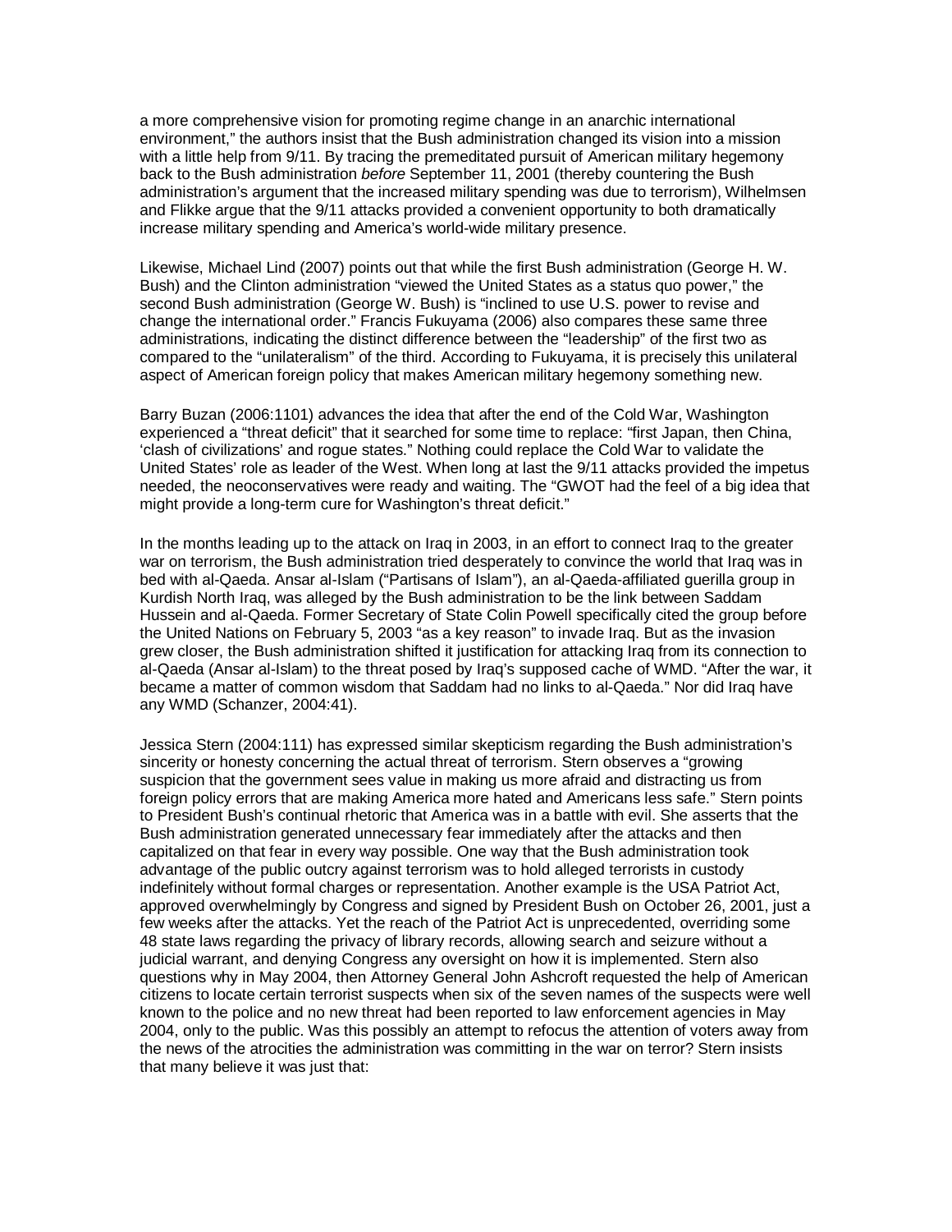a more comprehensive vision for promoting regime change in an anarchic international environment," the authors insist that the Bush administration changed its vision into a mission with a little help from 9/11. By tracing the premeditated pursuit of American military hegemony back to the Bush administration *before* September 11, 2001 (thereby countering the Bush administration's argument that the increased military spending was due to terrorism), Wilhelmsen and Flikke argue that the 9/11 attacks provided a convenient opportunity to both dramatically increase military spending and America's world-wide military presence.

Likewise, Michael Lind (2007) points out that while the first Bush administration (George H. W. Bush) and the Clinton administration "viewed the United States as a status quo power," the second Bush administration (George W. Bush) is "inclined to use U.S. power to revise and change the international order." Francis Fukuyama (2006) also compares these same three administrations, indicating the distinct difference between the "leadership" of the first two as compared to the "unilateralism" of the third. According to Fukuyama, it is precisely this unilateral aspect of American foreign policy that makes American military hegemony something new.

Barry Buzan (2006:1101) advances the idea that after the end of the Cold War, Washington experienced a "threat deficit" that it searched for some time to replace: "first Japan, then China, 'clash of civilizations' and rogue states." Nothing could replace the Cold War to validate the United States' role as leader of the West. When long at last the 9/11 attacks provided the impetus needed, the neoconservatives were ready and waiting. The "GWOT had the feel of a big idea that might provide a long-term cure for Washington's threat deficit."

In the months leading up to the attack on Iraq in 2003, in an effort to connect Iraq to the greater war on terrorism, the Bush administration tried desperately to convince the world that Iraq was in bed with al-Qaeda. Ansar al-Islam ("Partisans of Islam"), an al-Qaeda-affiliated guerilla group in Kurdish North Iraq, was alleged by the Bush administration to be the link between Saddam Hussein and al-Qaeda. Former Secretary of State Colin Powell specifically cited the group before the United Nations on February 5, 2003 "as a key reason" to invade Iraq. But as the invasion grew closer, the Bush administration shifted it justification for attacking Iraq from its connection to al-Qaeda (Ansar al-Islam) to the threat posed by Iraq's supposed cache of WMD. "After the war, it became a matter of common wisdom that Saddam had no links to al-Qaeda." Nor did Iraq have any WMD (Schanzer, 2004:41).

Jessica Stern (2004:111) has expressed similar skepticism regarding the Bush administration's sincerity or honesty concerning the actual threat of terrorism. Stern observes a "growing suspicion that the government sees value in making us more afraid and distracting us from foreign policy errors that are making America more hated and Americans less safe." Stern points to President Bush's continual rhetoric that America was in a battle with evil. She asserts that the Bush administration generated unnecessary fear immediately after the attacks and then capitalized on that fear in every way possible. One way that the Bush administration took advantage of the public outcry against terrorism was to hold alleged terrorists in custody indefinitely without formal charges or representation. Another example is the USA Patriot Act, approved overwhelmingly by Congress and signed by President Bush on October 26, 2001, just a few weeks after the attacks. Yet the reach of the Patriot Act is unprecedented, overriding some 48 state laws regarding the privacy of library records, allowing search and seizure without a judicial warrant, and denying Congress any oversight on how it is implemented. Stern also questions why in May 2004, then Attorney General John Ashcroft requested the help of American citizens to locate certain terrorist suspects when six of the seven names of the suspects were well known to the police and no new threat had been reported to law enforcement agencies in May 2004, only to the public. Was this possibly an attempt to refocus the attention of voters away from the news of the atrocities the administration was committing in the war on terror? Stern insists that many believe it was just that: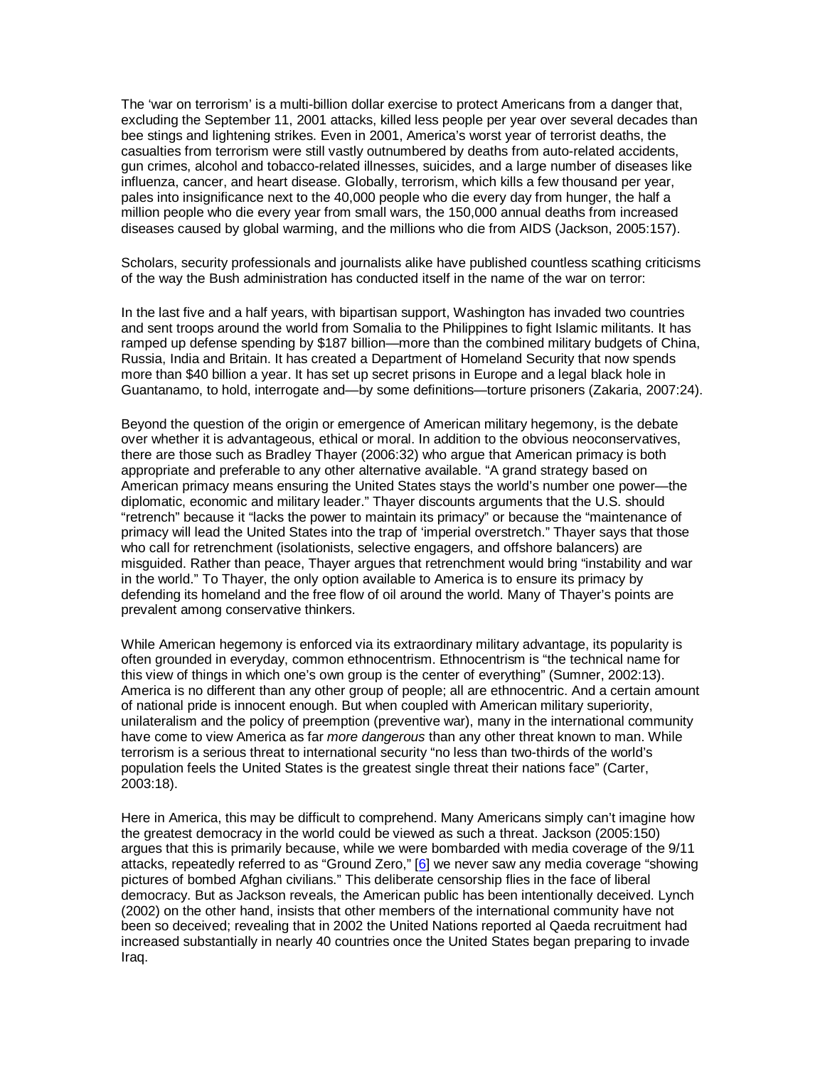The 'war on terrorism' is a multi-billion dollar exercise to protect Americans from a danger that, excluding the September 11, 2001 attacks, killed less people per year over several decades than bee stings and lightening strikes. Even in 2001, America's worst year of terrorist deaths, the casualties from terrorism were still vastly outnumbered by deaths from auto-related accidents, gun crimes, alcohol and tobacco-related illnesses, suicides, and a large number of diseases like influenza, cancer, and heart disease. Globally, terrorism, which kills a few thousand per year, pales into insignificance next to the 40,000 people who die every day from hunger, the half a million people who die every year from small wars, the 150,000 annual deaths from increased diseases caused by global warming, and the millions who die from AIDS (Jackson, 2005:157).

Scholars, security professionals and journalists alike have published countless scathing criticisms of the way the Bush administration has conducted itself in the name of the war on terror:

In the last five and a half years, with bipartisan support, Washington has invaded two countries and sent troops around the world from Somalia to the Philippines to fight Islamic militants. It has ramped up defense spending by $187 billion—more than the combined military budgets of China, Russia, India and Britain. It has created a Department of Homeland Security that now spends more than $40 billion a year. It has set up secret prisons in Europe and a legal black hole in Guantanamo, to hold, interrogate and—by some definitions—torture prisoners (Zakaria, 2007:24).

Beyond the question of the origin or emergence of American military hegemony, is the debate over whether it is advantageous, ethical or moral. In addition to the obvious neoconservatives, there are those such as Bradley Thayer (2006:32) who argue that American primacy is both appropriate and preferable to any other alternative available. "A grand strategy based on American primacy means ensuring the United States stays the world's number one power—the diplomatic, economic and military leader." Thayer discounts arguments that the U.S. should "retrench" because it "lacks the power to maintain its primacy" or because the "maintenance of primacy will lead the United States into the trap of 'imperial overstretch." Thayer says that those who call for retrenchment (isolationists, selective engagers, and offshore balancers) are misguided. Rather than peace, Thayer argues that retrenchment would bring "instability and war in the world." To Thayer, the only option available to America is to ensure its primacy by defending its homeland and the free flow of oil around the world. Many of Thayer's points are prevalent among conservative thinkers.

While American hegemony is enforced via its extraordinary military advantage, its popularity is often grounded in everyday, common ethnocentrism. Ethnocentrism is "the technical name for this view of things in which one's own group is the center of everything" (Sumner, 2002:13). America is no different than any other group of people; all are ethnocentric. And a certain amount of national pride is innocent enough. But when coupled with American military superiority, unilateralism and the policy of preemption (preventive war), many in the international community have come to view America as far *more dangerous* than any other threat known to man. While terrorism is a serious threat to international security "no less than two-thirds of the world's population feels the United States is the greatest single threat their nations face" (Carter, 2003:18).

Here in America, this may be difficult to comprehend. Many Americans simply can't imagine how the greatest democracy in the world could be viewed as such a threat. Jackson (2005:150) argues that this is primarily because, while we were bombarded with media coverage of the 9/11 attacks, repeatedly referred to as "Ground Zero," [6] we never saw any media coverage "showing pictures of bombed Afghan civilians." This deliberate censorship flies in the face of liberal democracy. But as Jackson reveals, the American public has been intentionally deceived. Lynch (2002) on the other hand, insists that other members of the international community have not been so deceived; revealing that in 2002 the United Nations reported al Qaeda recruitment had increased substantially in nearly 40 countries once the United States began preparing to invade Iraq.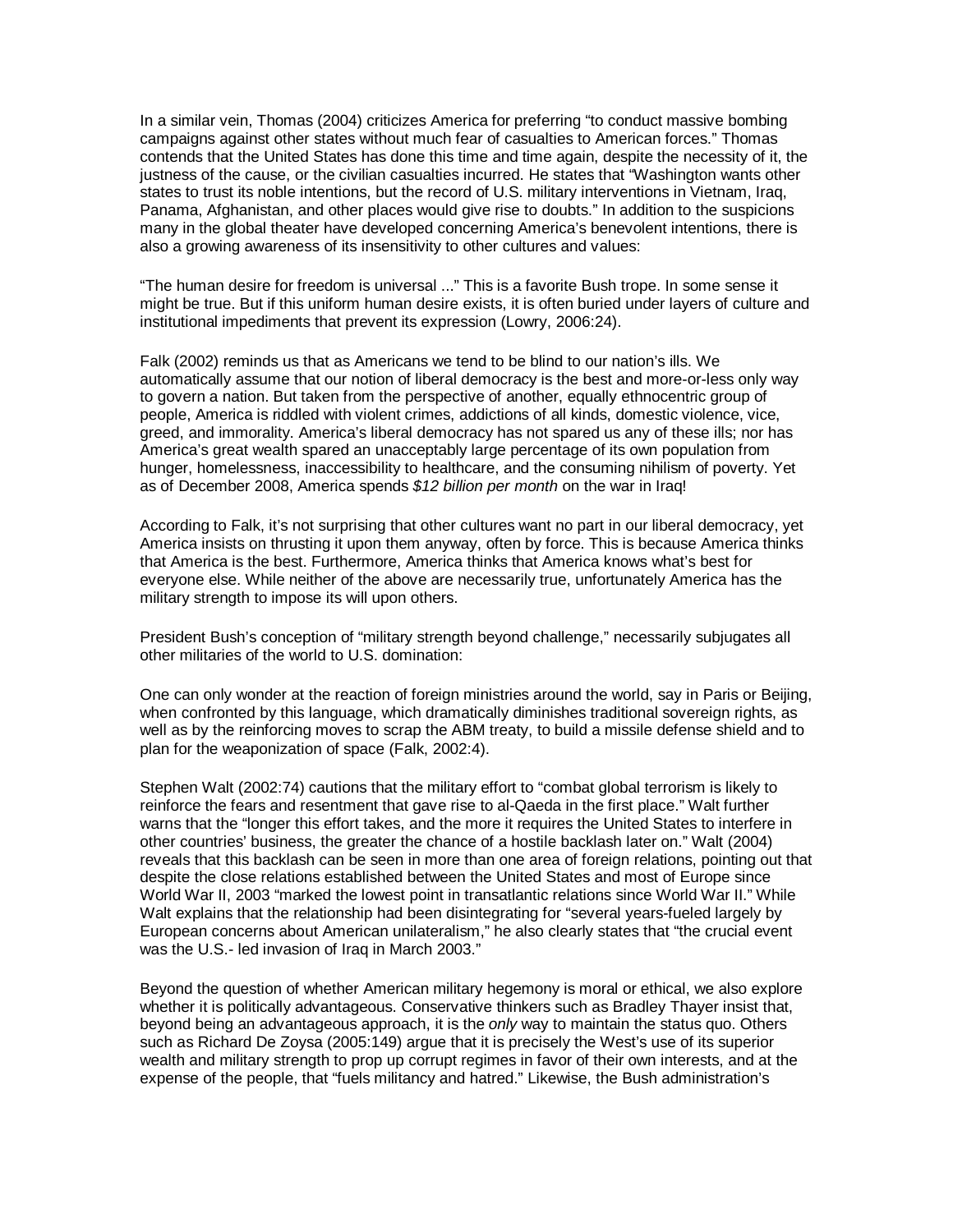In a similar vein, Thomas (2004) criticizes America for preferring "to conduct massive bombing campaigns against other states without much fear of casualties to American forces." Thomas contends that the United States has done this time and time again, despite the necessity of it, the justness of the cause, or the civilian casualties incurred. He states that "Washington wants other states to trust its noble intentions, but the record of U.S. military interventions in Vietnam, Iraq, Panama, Afghanistan, and other places would give rise to doubts." In addition to the suspicions many in the global theater have developed concerning America's benevolent intentions, there is also a growing awareness of its insensitivity to other cultures and values:

"The human desire for freedom is universal ..." This is a favorite Bush trope. In some sense it might be true. But if this uniform human desire exists, it is often buried under layers of culture and institutional impediments that prevent its expression (Lowry, 2006:24).

Falk (2002) reminds us that as Americans we tend to be blind to our nation's ills. We automatically assume that our notion of liberal democracy is the best and more-or-less only way to govern a nation. But taken from the perspective of another, equally ethnocentric group of people, America is riddled with violent crimes, addictions of all kinds, domestic violence, vice, greed, and immorality. America's liberal democracy has not spared us any of these ills; nor has America's great wealth spared an unacceptably large percentage of its own population from hunger, homelessness, inaccessibility to healthcare, and the consuming nihilism of poverty. Yet as of December 2008, America spends *$12 billion per month* on the war in Iraq!

According to Falk, it's not surprising that other cultures want no part in our liberal democracy, yet America insists on thrusting it upon them anyway, often by force. This is because America thinks that America is the best. Furthermore, America thinks that America knows what's best for everyone else. While neither of the above are necessarily true, unfortunately America has the military strength to impose its will upon others.

President Bush's conception of "military strength beyond challenge," necessarily subjugates all other militaries of the world to U.S. domination:

One can only wonder at the reaction of foreign ministries around the world, say in Paris or Beijing, when confronted by this language, which dramatically diminishes traditional sovereign rights, as well as by the reinforcing moves to scrap the ABM treaty, to build a missile defense shield and to plan for the weaponization of space (Falk, 2002:4).

Stephen Walt (2002:74) cautions that the military effort to "combat global terrorism is likely to reinforce the fears and resentment that gave rise to al-Qaeda in the first place." Walt further warns that the "longer this effort takes, and the more it requires the United States to interfere in other countries' business, the greater the chance of a hostile backlash later on." Walt (2004) reveals that this backlash can be seen in more than one area of foreign relations, pointing out that despite the close relations established between the United States and most of Europe since World War II, 2003 "marked the lowest point in transatlantic relations since World War II." While Walt explains that the relationship had been disintegrating for "several years-fueled largely by European concerns about American unilateralism," he also clearly states that "the crucial event was the U.S.- led invasion of Iraq in March 2003."

Beyond the question of whether American military hegemony is moral or ethical, we also explore whether it is politically advantageous. Conservative thinkers such as Bradley Thayer insist that, beyond being an advantageous approach, it is the *only* way to maintain the status quo. Others such as Richard De Zoysa (2005:149) argue that it is precisely the West's use of its superior wealth and military strength to prop up corrupt regimes in favor of their own interests, and at the expense of the people, that "fuels militancy and hatred." Likewise, the Bush administration's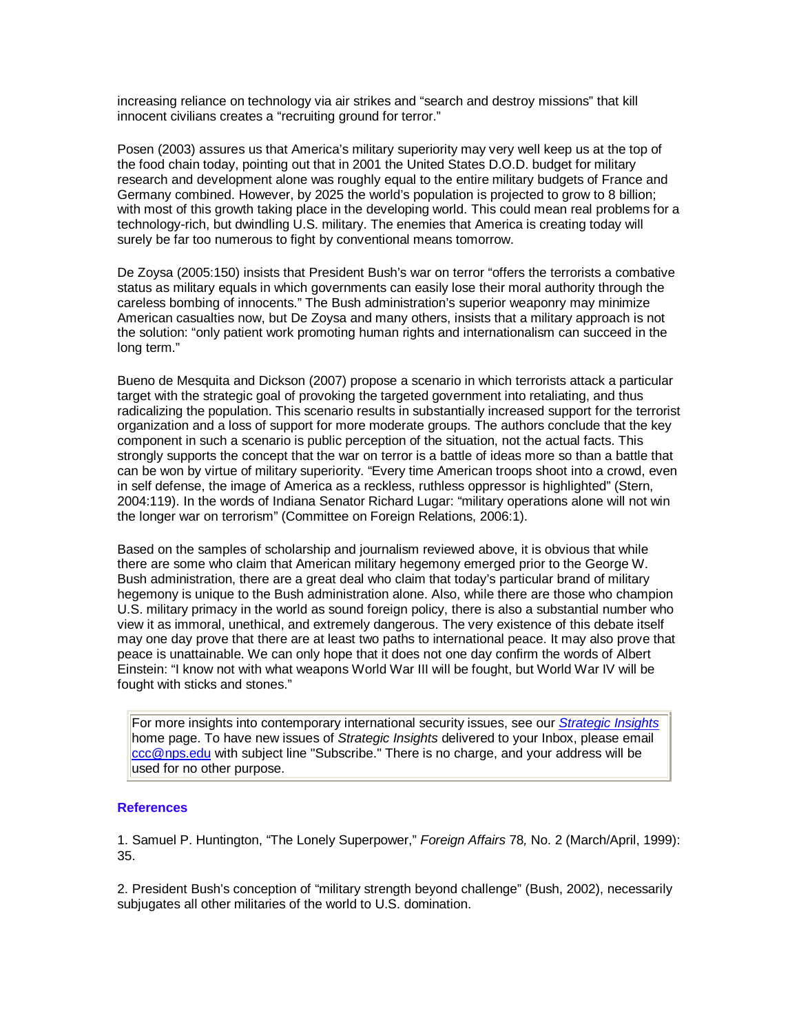increasing reliance on technology via air strikes and "search and destroy missions" that kill innocent civilians creates a "recruiting ground for terror."

Posen (2003) assures us that America's military superiority may very well keep us at the top of the food chain today, pointing out that in 2001 the United States D.O.D. budget for military research and development alone was roughly equal to the entire military budgets of France and Germany combined. However, by 2025 the world's population is projected to grow to 8 billion; with most of this growth taking place in the developing world. This could mean real problems for a technology-rich, but dwindling U.S. military. The enemies that America is creating today will surely be far too numerous to fight by conventional means tomorrow.

De Zoysa (2005:150) insists that President Bush's war on terror "offers the terrorists a combative status as military equals in which governments can easily lose their moral authority through the careless bombing of innocents." The Bush administration's superior weaponry may minimize American casualties now, but De Zoysa and many others, insists that a military approach is not the solution: "only patient work promoting human rights and internationalism can succeed in the long term."

Bueno de Mesquita and Dickson (2007) propose a scenario in which terrorists attack a particular target with the strategic goal of provoking the targeted government into retaliating, and thus radicalizing the population. This scenario results in substantially increased support for the terrorist organization and a loss of support for more moderate groups. The authors conclude that the key component in such a scenario is public perception of the situation, not the actual facts. This strongly supports the concept that the war on terror is a battle of ideas more so than a battle that can be won by virtue of military superiority. "Every time American troops shoot into a crowd, even in self defense, the image of America as a reckless, ruthless oppressor is highlighted" (Stern, 2004:119). In the words of Indiana Senator Richard Lugar: "military operations alone will not win the longer war on terrorism" (Committee on Foreign Relations, 2006:1).

Based on the samples of scholarship and journalism reviewed above, it is obvious that while there are some who claim that American military hegemony emerged prior to the George W. Bush administration, there are a great deal who claim that today's particular brand of military hegemony is unique to the Bush administration alone. Also, while there are those who champion U.S. military primacy in the world as sound foreign policy, there is also a substantial number who view it as immoral, unethical, and extremely dangerous. The very existence of this debate itself may one day prove that there are at least two paths to international peace. It may also prove that peace is unattainable. We can only hope that it does not one day confirm the words of Albert Einstein: "I know not with what weapons World War III will be fought, but World War IV will be fought with sticks and stones."

For more insights into contemporary international security issues, see our *Strategic Insights* home page. To have new issues of *Strategic Insights* delivered to your Inbox, please email ccc@nps.edu with subject line "Subscribe." There is no charge, and your address will be used for no other purpose.

### References

1. Samuel P. Huntington, "The Lonely Superpower," *Foreign Affairs* 78, No. 2 (March/April, 1999): 35.

2. President Bush's conception of "military strength beyond challenge" (Bush, 2002), necessarily subjugates all other militaries of the world to U.S. domination.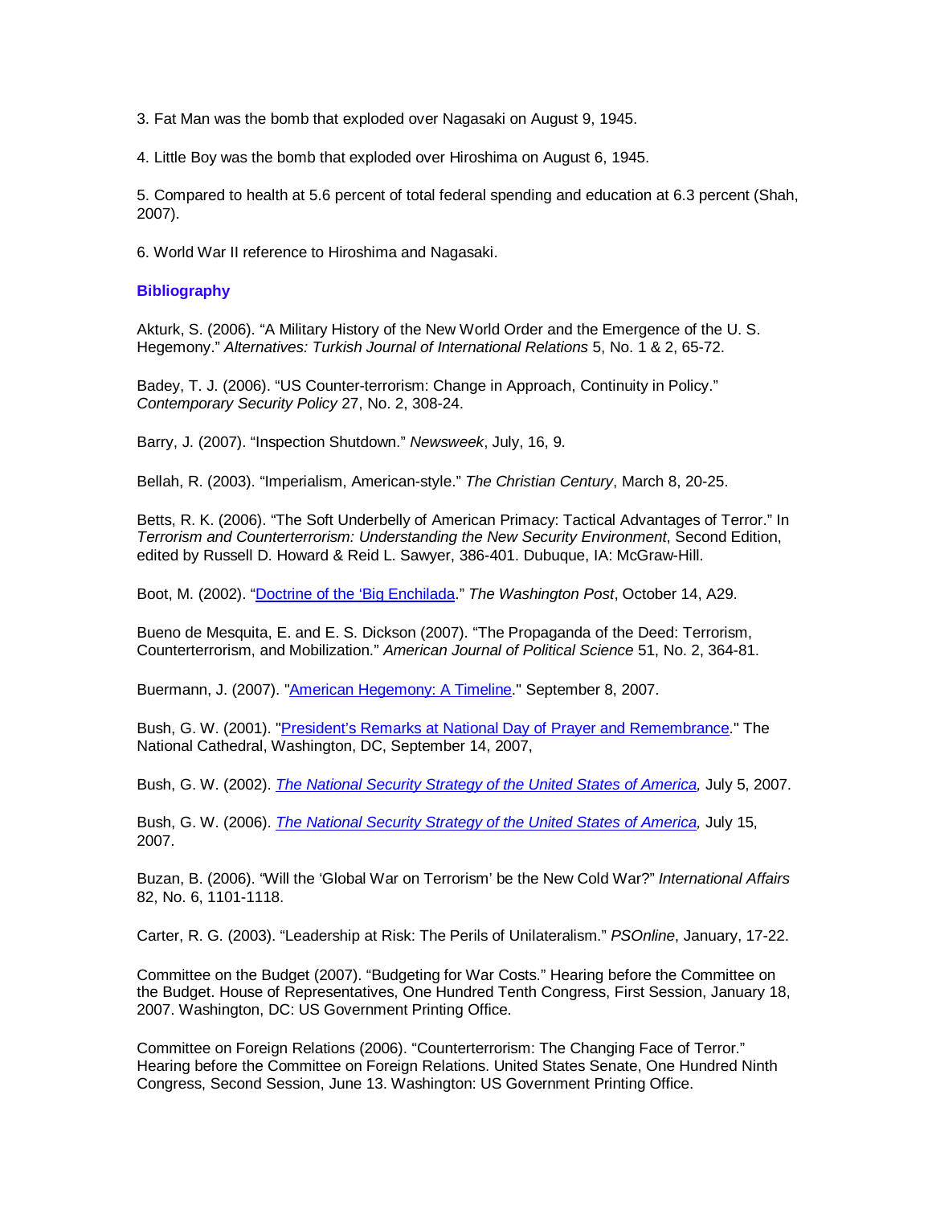3. Fat Man was the bomb that exploded over Nagasaki on August 9, 1945.

4. Little Boy was the bomb that exploded over Hiroshima on August 6, 1945.

5. Compared to health at 5.6 percent of total federal spending and education at 6.3 percent (Shah, 2007).

6. World War II reference to Hiroshima and Nagasaki.

## Bibliography

Akturk, S. (2006). "A Military History of the New World Order and the Emergence of the U. S. Hegemony." *Alternatives: Turkish Journal of International Relations* 5, No. 1 & 2, 65-72.

Badey, T. J. (2006). "US Counter-terrorism: Change in Approach, Continuity in Policy." *Contemporary Security Policy* 27, No. 2, 308-24.

Barry, J. (2007). "Inspection Shutdown." *Newsweek*, July, 16, 9.

Bellah, R. (2003). "Imperialism, American-style." *The Christian Century*, March 8, 20-25.

Betts, R. K. (2006). "The Soft Underbelly of American Primacy: Tactical Advantages of Terror." In *Terrorism and Counterterrorism: Understanding the New Security Environment*, Second Edition, edited by Russell D. Howard & Reid L. Sawyer, 386-401. Dubuque, IA: McGraw-Hill.

Boot, M. (2002). "Doctrine of the 'Big Enchilada." *The Washington Post*, October 14, A29.

Bueno de Mesquita, E. and E. S. Dickson (2007). "The Propaganda of the Deed: Terrorism, Counterterrorism, and Mobilization." *American Journal of Political Science* 51, No. 2, 364-81.

Buermann, J. (2007). "American Hegemony: A Timeline." September 8, 2007.

Bush, G. W. (2001). "President's Remarks at National Day of Prayer and Remembrance." The National Cathedral, Washington, DC, September 14, 2007,

Bush, G. W. (2002). *The National Security Strategy of the United States of America,* July 5, 2007.

Bush, G. W. (2006). *The National Security Strategy of the United States of America,* July 15, 2007.

Buzan, B. (2006). "Will the 'Global War on Terrorism' be the New Cold War?" *International Affairs* 82, No. 6, 1101-1118.

Carter, R. G. (2003). "Leadership at Risk: The Perils of Unilateralism." *PSOnline*, January, 17-22.

Committee on the Budget (2007). "Budgeting for War Costs." Hearing before the Committee on the Budget. House of Representatives, One Hundred Tenth Congress, First Session, January 18, 2007. Washington, DC: US Government Printing Office.

Committee on Foreign Relations (2006). "Counterterrorism: The Changing Face of Terror." Hearing before the Committee on Foreign Relations. United States Senate, One Hundred Ninth Congress, Second Session, June 13. Washington: US Government Printing Office.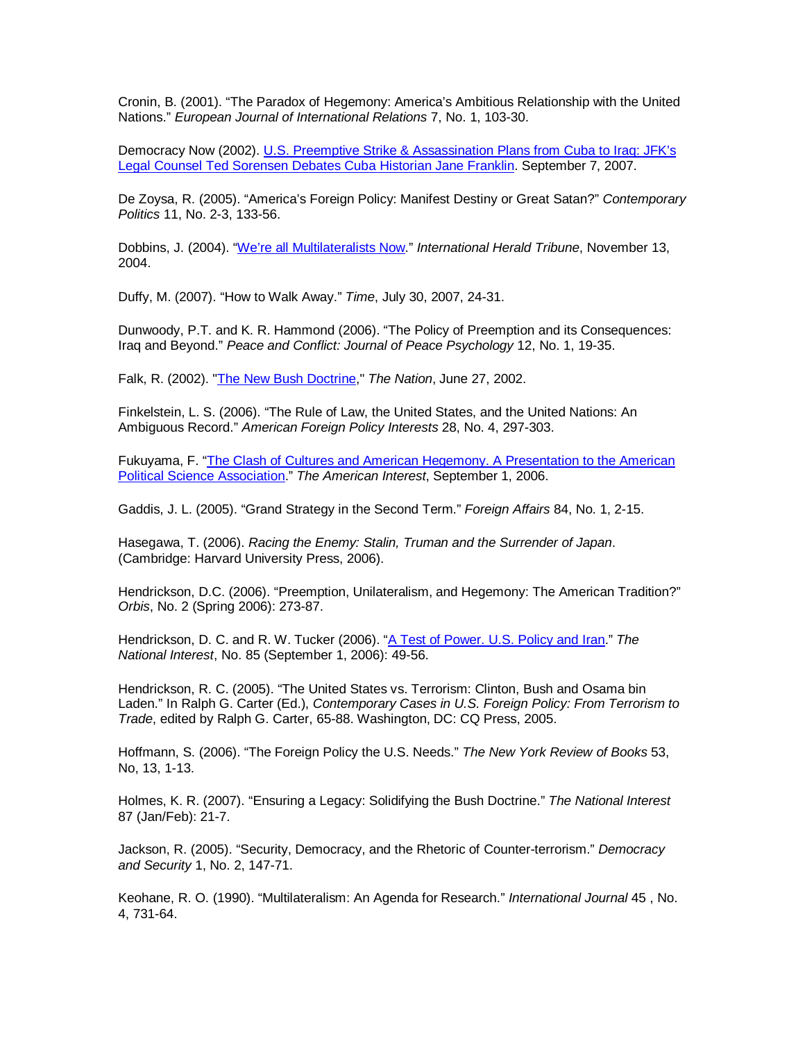Cronin, B. (2001). "The Paradox of Hegemony: America's Ambitious Relationship with the United Nations." *European Journal of International Relations* 7, No. 1, 103-30.

Democracy Now (2002). [U.S. Preemptive Strike & Assassination Plans from Cuba to Iraq: JFK's Legal Counsel Ted Sorensen Debates Cuba Historian Jane Franklin](). September 7, 2007.

De Zoysa, R. (2005). "America's Foreign Policy: Manifest Destiny or Great Satan?" *Contemporary Politics* 11, No. 2-3, 133-56.

Dobbins, J. (2004). "[We're all Multilateralists Now]()." *International Herald Tribune*, November 13, 2004.

Duffy, M. (2007). "How to Walk Away." *Time*, July 30, 2007, 24-31.

Dunwoody, P.T. and K. R. Hammond (2006). "The Policy of Preemption and its Consequences: Iraq and Beyond." *Peace and Conflict: Journal of Peace Psychology* 12, No. 1, 19-35.

Falk, R. (2002). "[The New Bush Doctrine]()," *The Nation*, June 27, 2002.

Finkelstein, L. S. (2006). "The Rule of Law, the United States, and the United Nations: An Ambiguous Record." *American Foreign Policy Interests* 28, No. 4, 297-303.

Fukuyama, F. "[The Clash of Cultures and American Hegemony. A Presentation to the American Political Science Association]()." *The American Interest*, September 1, 2006.

Gaddis, J. L. (2005). "Grand Strategy in the Second Term." *Foreign Affairs* 84, No. 1, 2-15.

Hasegawa, T. (2006). *Racing the Enemy: Stalin, Truman and the Surrender of Japan*. (Cambridge: Harvard University Press, 2006).

Hendrickson, D.C. (2006). "Preemption, Unilateralism, and Hegemony: The American Tradition?" *Orbis*, No. 2 (Spring 2006): 273-87.

Hendrickson, D. C. and R. W. Tucker (2006). "[A Test of Power. U.S. Policy and Iran]()." *The National Interest*, No. 85 (September 1, 2006): 49-56.

Hendrickson, R. C. (2005). "The United States vs. Terrorism: Clinton, Bush and Osama bin Laden." In Ralph G. Carter (Ed.), *Contemporary Cases in U.S. Foreign Policy: From Terrorism to Trade*, edited by Ralph G. Carter, 65-88. Washington, DC: CQ Press, 2005.

Hoffmann, S. (2006). "The Foreign Policy the U.S. Needs." *The New York Review of Books* 53, No, 13, 1-13.

Holmes, K. R. (2007). "Ensuring a Legacy: Solidifying the Bush Doctrine." *The National Interest* 87 (Jan/Feb): 21-7.

Jackson, R. (2005). "Security, Democracy, and the Rhetoric of Counter-terrorism." *Democracy and Security* 1, No. 2, 147-71.

Keohane, R. O. (1990). "Multilateralism: An Agenda for Research." *International Journal* 45 , No. 4, 731-64.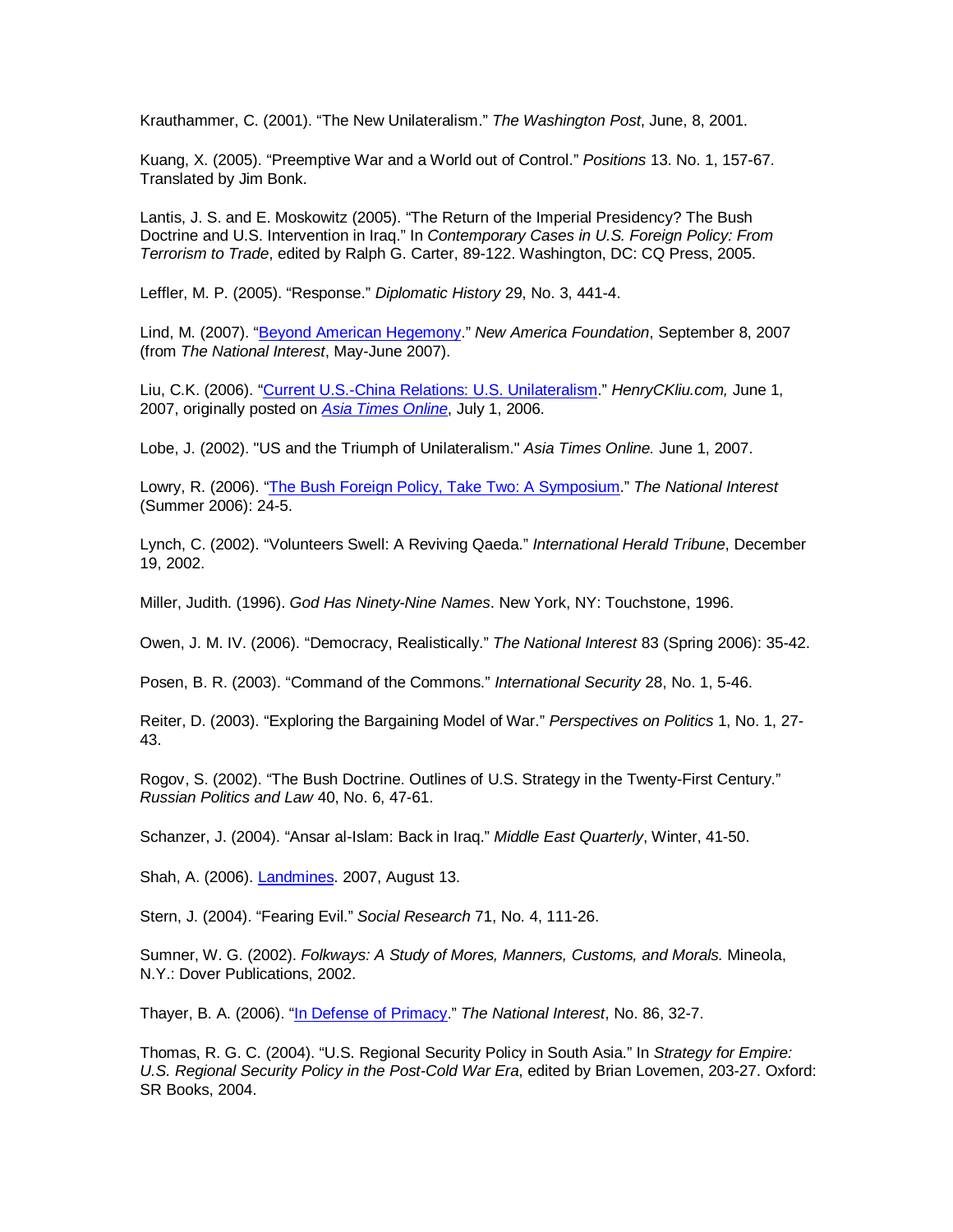Krauthammer, C. (2001). “The New Unilateralism.” *The Washington Post*, June, 8, 2001.

Kuang, X. (2005). “Preemptive War and a World out of Control.” *Positions* 13. No. 1, 157-67. Translated by Jim Bonk.

Lantis, J. S. and E. Moskowitz (2005). “The Return of the Imperial Presidency? The Bush Doctrine and U.S. Intervention in Iraq.” In *Contemporary Cases in U.S. Foreign Policy: From Terrorism to Trade*, edited by Ralph G. Carter, 89-122. Washington, DC: CQ Press, 2005.

Leffler, M. P. (2005). “Response.” *Diplomatic History* 29, No. 3, 441-4.

Lind, M. (2007). “Beyond American Hegemony.” *New America Foundation*, September 8, 2007 (from *The National Interest*, May-June 2007).

Liu, C.K. (2006). “Current U.S.-China Relations: U.S. Unilateralism.” *HenryCKliu.com,* June 1, 2007, originally posted on *Asia Times Online*, July 1, 2006.

Lobe, J. (2002). "US and the Triumph of Unilateralism." *Asia Times Online.* June 1, 2007.

Lowry, R. (2006). “The Bush Foreign Policy, Take Two: A Symposium.” *The National Interest* (Summer 2006): 24-5.

Lynch, C. (2002). “Volunteers Swell: A Reviving Qaeda.” *International Herald Tribune*, December 19, 2002.

Miller, Judith. (1996). *God Has Ninety-Nine Names*. New York, NY: Touchstone, 1996.

Owen, J. M. IV. (2006). “Democracy, Realistically.” *The National Interest* 83 (Spring 2006): 35-42.

Posen, B. R. (2003). “Command of the Commons.” *International Security* 28, No. 1, 5-46.

Reiter, D. (2003). “Exploring the Bargaining Model of War.” *Perspectives on Politics* 1, No. 1, 27-43.

Rogov, S. (2002). “The Bush Doctrine. Outlines of U.S. Strategy in the Twenty-First Century.” *Russian Politics and Law* 40, No. 6, 47-61.

Schanzer, J. (2004). “Ansar al-Islam: Back in Iraq.” *Middle East Quarterly*, Winter, 41-50.

Shah, A. (2006). Landmines. 2007, August 13.

Stern, J. (2004). “Fearing Evil.” *Social Research* 71, No. 4, 111-26.

Sumner, W. G. (2002). *Folkways: A Study of Mores, Manners, Customs, and Morals.* Mineola, N.Y.: Dover Publications, 2002.

Thayer, B. A. (2006). “In Defense of Primacy.” *The National Interest*, No. 86, 32-7.

Thomas, R. G. C. (2004). “U.S. Regional Security Policy in South Asia.” In *Strategy for Empire: U.S. Regional Security Policy in the Post-Cold War Era*, edited by Brian Lovemen, 203-27. Oxford: SR Books, 2004.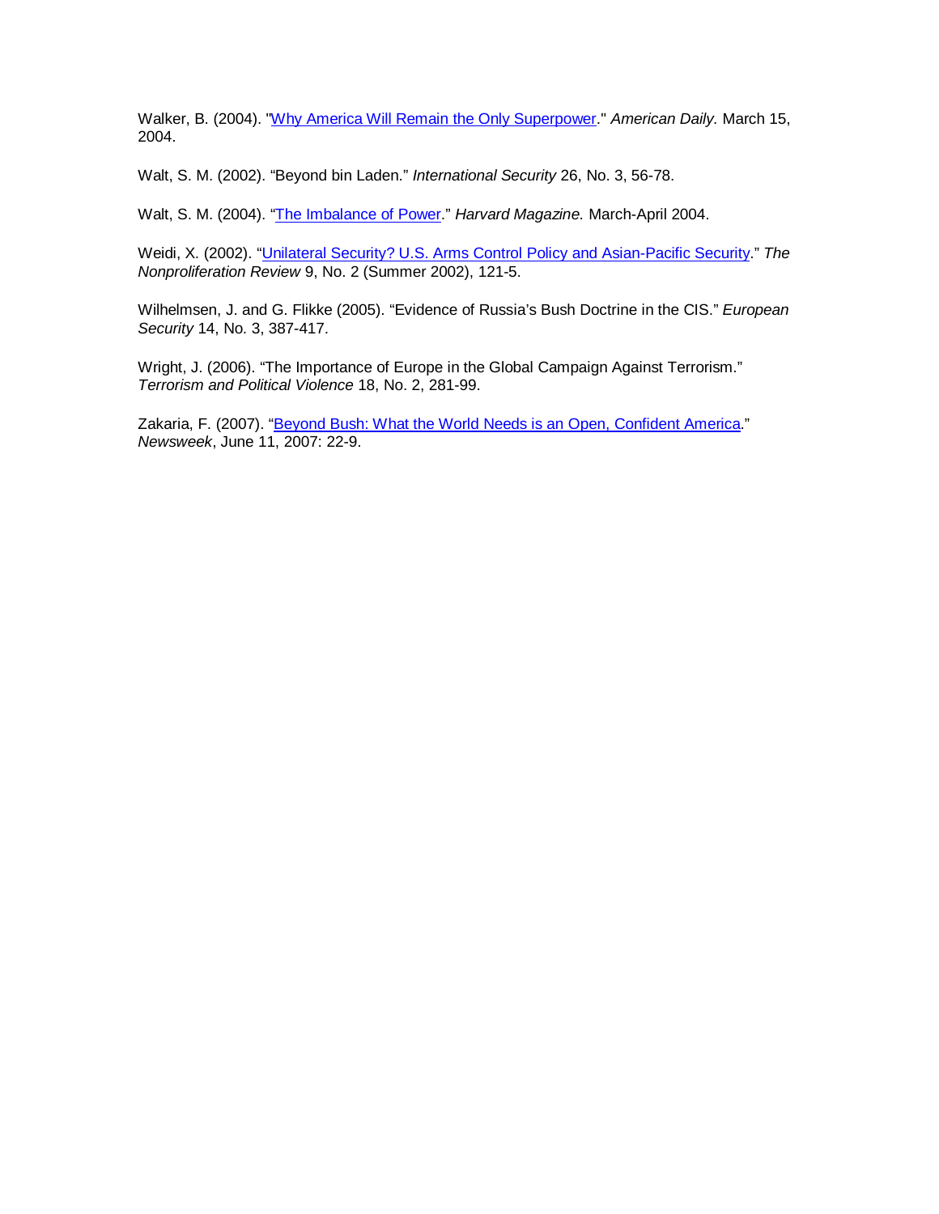Walker, B. (2004). "Why America Will Remain the Only Superpower." *American Daily.* March 15, 2004.

Walt, S. M. (2002). "Beyond bin Laden." *International Security* 26, No. 3, 56-78.

Walt, S. M. (2004). "The Imbalance of Power." *Harvard Magazine.* March-April 2004.

Weidi, X. (2002). "Unilateral Security? U.S. Arms Control Policy and Asian-Pacific Security." *The Nonproliferation Review* 9, No. 2 (Summer 2002), 121-5.

Wilhelmsen, J. and G. Flikke (2005). "Evidence of Russia's Bush Doctrine in the CIS." *European Security* 14, No. 3, 387-417.

Wright, J. (2006). "The Importance of Europe in the Global Campaign Against Terrorism." *Terrorism and Political Violence* 18, No. 2, 281-99.

Zakaria, F. (2007). "Beyond Bush: What the World Needs is an Open, Confident America." *Newsweek*, June 11, 2007: 22-9.